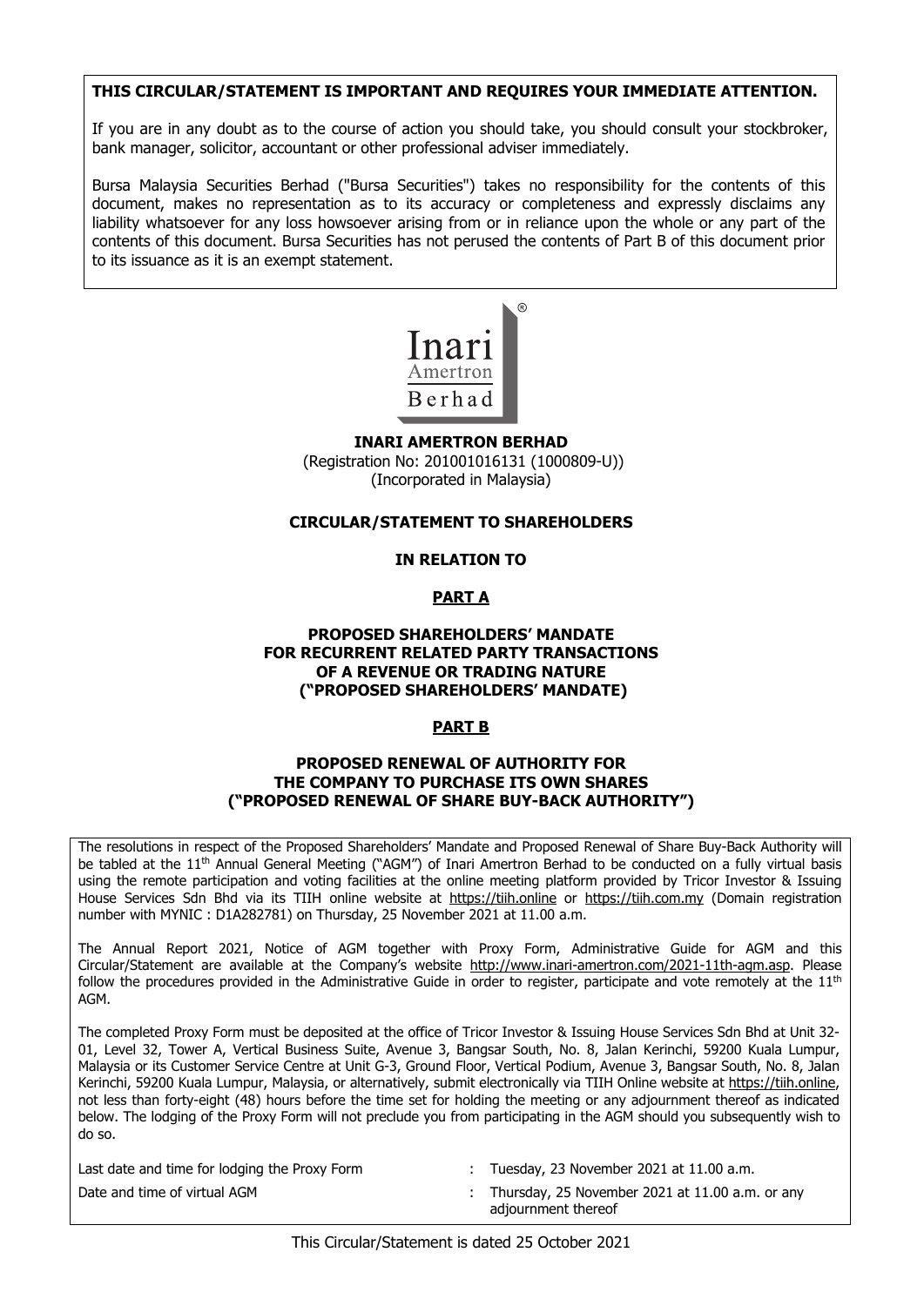**THIS CIRCULAR/STATEMENT IS IMPORTANT AND REQUIRES YOUR IMMEDIATE ATTENTION.**

If you are in any doubt as to the course of action you should take, you should consult your stockbroker, bank manager, solicitor, accountant or other professional adviser immediately.

Bursa Malaysia Securities Berhad ("Bursa Securities") takes no responsibility for the contents of this document, makes no representation as to its accuracy or completeness and expressly disclaims any liability whatsoever for any loss howsoever arising from or in reliance upon the whole or any part of the contents of this document. Bursa Securities has not perused the contents of Part B of this document prior to its issuance as it is an exempt statement.

Inari Amertron Berhad®

**INARI AMERTRON BERHAD**
(Registration No: 201001016131 (1000809-U))
(Incorporated in Malaysia)

**CIRCULAR/STATEMENT TO SHAREHOLDERS**

**IN RELATION TO**

**PART A**

**PROPOSED SHAREHOLDERS' MANDATE FOR RECURRENT RELATED PARTY TRANSACTIONS OF A REVENUE OR TRADING NATURE ("PROPOSED SHAREHOLDERS' MANDATE)**

**PART B**

**PROPOSED RENEWAL OF AUTHORITY FOR THE COMPANY TO PURCHASE ITS OWN SHARES ("PROPOSED RENEWAL OF SHARE BUY-BACK AUTHORITY")**

The resolutions in respect of the Proposed Shareholders' Mandate and Proposed Renewal of Share Buy-Back Authority will be tabled at the 11th Annual General Meeting ("AGM") of Inari Amertron Berhad to be conducted on a fully virtual basis using the remote participation and voting facilities at the online meeting platform provided by Tricor Investor & Issuing House Services Sdn Bhd via its TIIH online website at https://tiih.online or https://tiih.com.my (Domain registration number with MYNIC : D1A282781) on Thursday, 25 November 2021 at 11.00 a.m.

The Annual Report 2021, Notice of AGM together with Proxy Form, Administrative Guide for AGM and this Circular/Statement are available at the Company's website http://www.inari-amertron.com/2021-11th-agm.asp. Please follow the procedures provided in the Administrative Guide in order to register, participate and vote remotely at the 11th AGM.

The completed Proxy Form must be deposited at the office of Tricor Investor & Issuing House Services Sdn Bhd at Unit 32-01, Level 32, Tower A, Vertical Business Suite, Avenue 3, Bangsar South, No. 8, Jalan Kerinchi, 59200 Kuala Lumpur, Malaysia or its Customer Service Centre at Unit G-3, Ground Floor, Vertical Podium, Avenue 3, Bangsar South, No. 8, Jalan Kerinchi, 59200 Kuala Lumpur, Malaysia, or alternatively, submit electronically via TIIH Online website at https://tiih.online, not less than forty-eight (48) hours before the time set for holding the meeting or any adjournment thereof as indicated below. The lodging of the Proxy Form will not preclude you from participating in the AGM should you subsequently wish to do so.

| | | |
|---|---|---|
| Last date and time for lodging the Proxy Form | : | Tuesday, 23 November 2021 at 11.00 a.m. |
| Date and time of virtual AGM | : | Thursday, 25 November 2021 at 11.00 a.m. or any adjournment thereof |

This Circular/Statement is dated 25 October 2021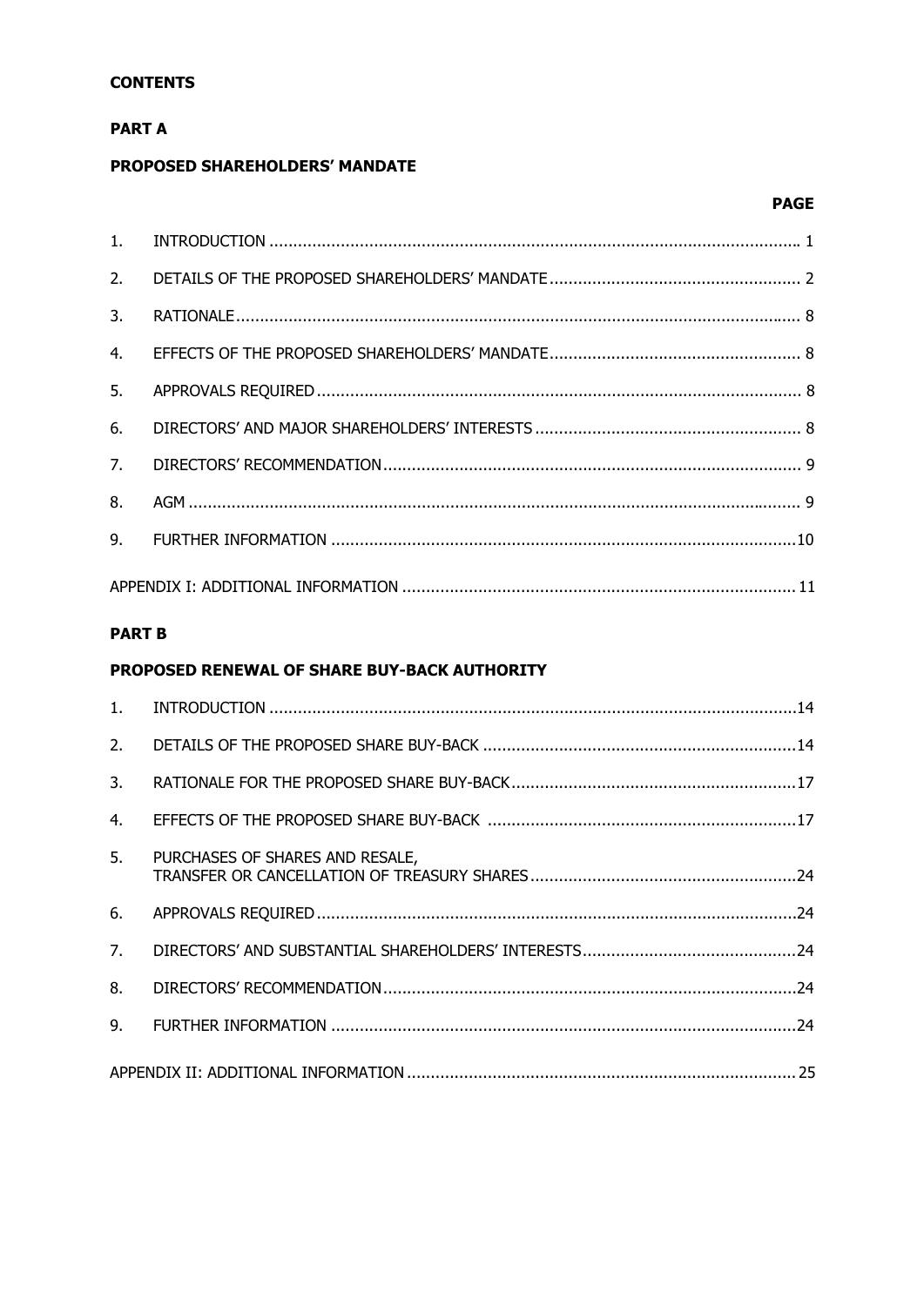**CONTENTS**

**PART A**

**PROPOSED SHAREHOLDERS' MANDATE**

| | | PAGE |
|---|---|---|
| 1. | INTRODUCTION | 1 |
| 2. | DETAILS OF THE PROPOSED SHAREHOLDERS' MANDATE | 2 |
| 3. | RATIONALE | 8 |
| 4. | EFFECTS OF THE PROPOSED SHAREHOLDERS' MANDATE | 8 |
| 5. | APPROVALS REQUIRED | 8 |
| 6. | DIRECTORS' AND MAJOR SHAREHOLDERS' INTERESTS | 8 |
| 7. | DIRECTORS' RECOMMENDATION | 9 |
| 8. | AGM | 9 |
| 9. | FURTHER INFORMATION | 10 |
| | APPENDIX I: ADDITIONAL INFORMATION | 11 |

**PART B**

**PROPOSED RENEWAL OF SHARE BUY-BACK AUTHORITY**

| | | |
|---|---|---|
| 1. | INTRODUCTION | 14 |
| 2. | DETAILS OF THE PROPOSED SHARE BUY-BACK | 14 |
| 3. | RATIONALE FOR THE PROPOSED SHARE BUY-BACK | 17 |
| 4. | EFFECTS OF THE PROPOSED SHARE BUY-BACK | 17 |
| 5. | PURCHASES OF SHARES AND RESALE, TRANSFER OR CANCELLATION OF TREASURY SHARES | 24 |
| 6. | APPROVALS REQUIRED | 24 |
| 7. | DIRECTORS' AND SUBSTANTIAL SHAREHOLDERS' INTERESTS | 24 |
| 8. | DIRECTORS' RECOMMENDATION | 24 |
| 9. | FURTHER INFORMATION | 24 |
| | APPENDIX II: ADDITIONAL INFORMATION | 25 |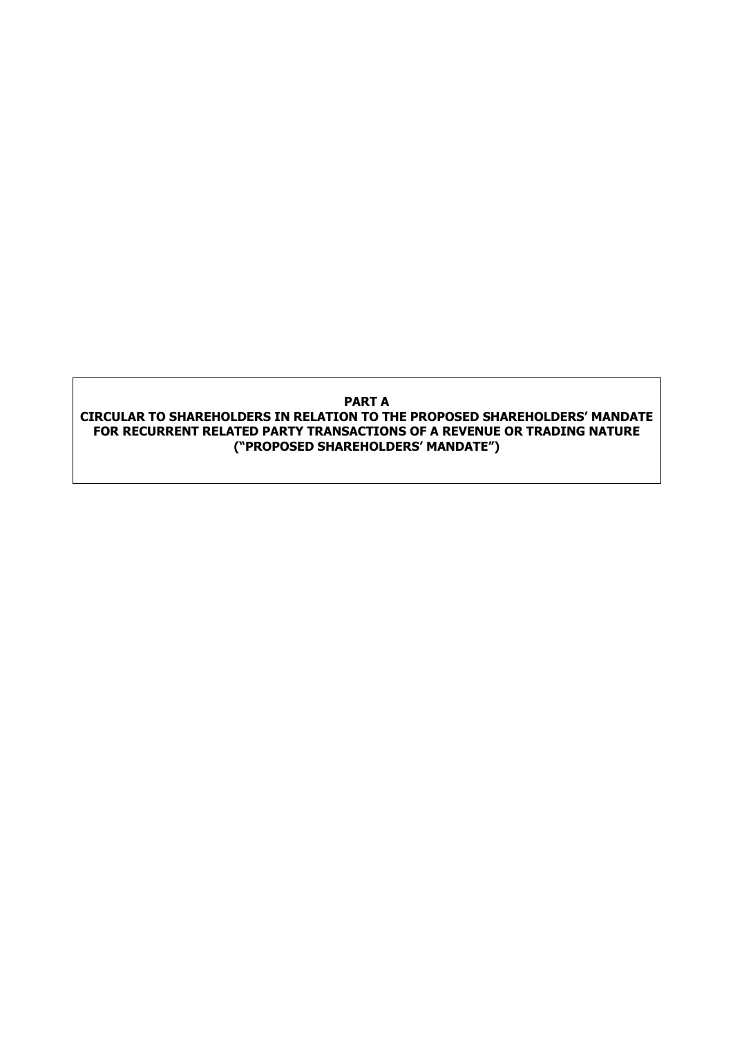**PART A**

**CIRCULAR TO SHAREHOLDERS IN RELATION TO THE PROPOSED SHAREHOLDERS' MANDATE FOR RECURRENT RELATED PARTY TRANSACTIONS OF A REVENUE OR TRADING NATURE ("PROPOSED SHAREHOLDERS' MANDATE")**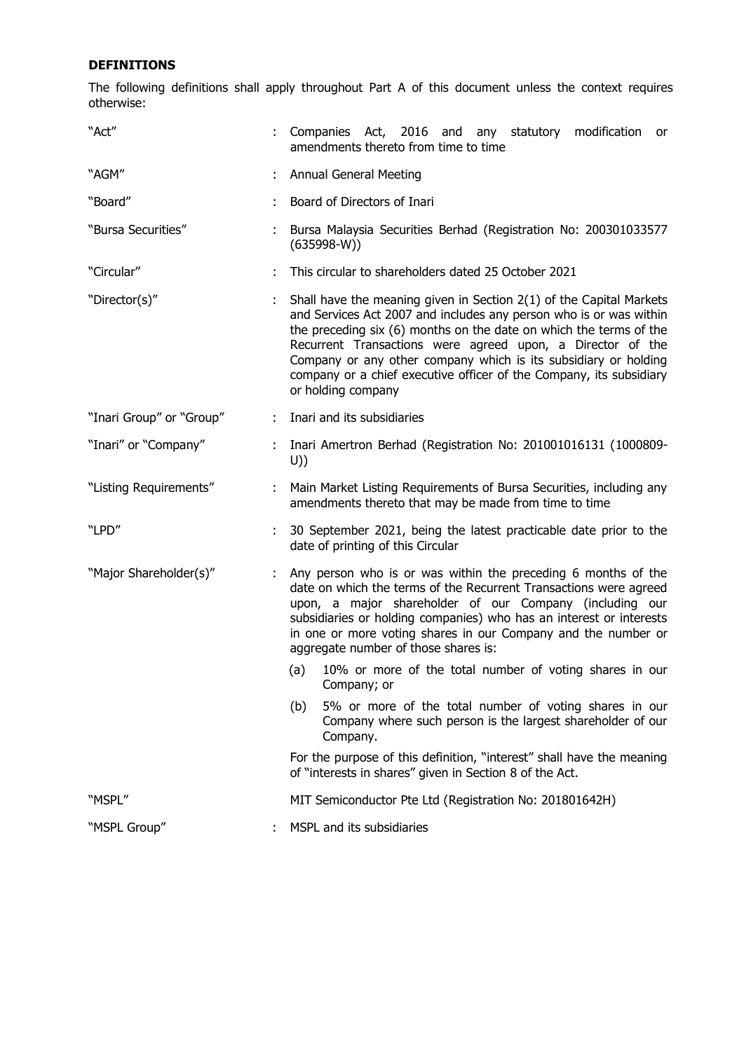**DEFINITIONS**

The following definitions shall apply throughout Part A of this document unless the context requires otherwise:

| | | |
|---|---|---|
| "Act" | : | Companies Act, 2016 and any statutory modification or amendments thereto from time to time |
| "AGM" | : | Annual General Meeting |
| "Board" | : | Board of Directors of Inari |
| "Bursa Securities" | : | Bursa Malaysia Securities Berhad (Registration No: 200301033577 (635998-W)) |
| "Circular" | : | This circular to shareholders dated 25 October 2021 |
| "Director(s)" | : | Shall have the meaning given in Section 2(1) of the Capital Markets and Services Act 2007 and includes any person who is or was within the preceding six (6) months on the date on which the terms of the Recurrent Transactions were agreed upon, a Director of the Company or any other company which is its subsidiary or holding company or a chief executive officer of the Company, its subsidiary or holding company |
| "Inari Group" or "Group" | : | Inari and its subsidiaries |
| "Inari" or "Company" | : | Inari Amertron Berhad (Registration No: 201001016131 (1000809-U)) |
| "Listing Requirements" | : | Main Market Listing Requirements of Bursa Securities, including any amendments thereto that may be made from time to time |
| "LPD" | : | 30 September 2021, being the latest practicable date prior to the date of printing of this Circular |
| "Major Shareholder(s)" | : | Any person who is or was within the preceding 6 months of the date on which the terms of the Recurrent Transactions were agreed upon, a major shareholder of our Company (including our subsidiaries or holding companies) who has an interest or interests in one or more voting shares in our Company and the number or aggregate number of those shares is:<br><br>(a) 10% or more of the total number of voting shares in our Company; or<br><br>(b) 5% or more of the total number of voting shares in our Company where such person is the largest shareholder of our Company.<br><br>For the purpose of this definition, "interest" shall have the meaning of "interests in shares" given in Section 8 of the Act. |
| "MSPL" | | MIT Semiconductor Pte Ltd (Registration No: 201801642H) |
| "MSPL Group" | : | MSPL and its subsidiaries |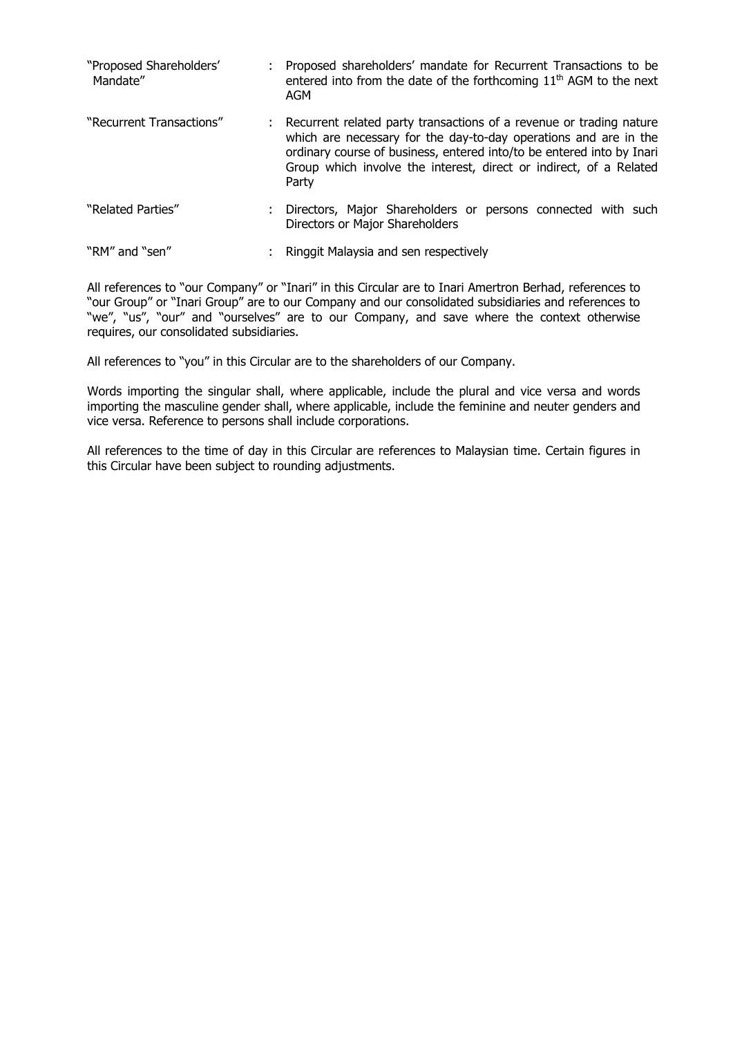| | | |
|---|---|---|
| "Proposed Shareholders' Mandate" | : | Proposed shareholders' mandate for Recurrent Transactions to be entered into from the date of the forthcoming 11th AGM to the next AGM |
| "Recurrent Transactions" | : | Recurrent related party transactions of a revenue or trading nature which are necessary for the day-to-day operations and are in the ordinary course of business, entered into/to be entered into by Inari Group which involve the interest, direct or indirect, of a Related Party |
| "Related Parties" | : | Directors, Major Shareholders or persons connected with such Directors or Major Shareholders |
| "RM" and "sen" | : | Ringgit Malaysia and sen respectively |

All references to "our Company" or "Inari" in this Circular are to Inari Amertron Berhad, references to "our Group" or "Inari Group" are to our Company and our consolidated subsidiaries and references to "we", "us", "our" and "ourselves" are to our Company, and save where the context otherwise requires, our consolidated subsidiaries.

All references to "you" in this Circular are to the shareholders of our Company.

Words importing the singular shall, where applicable, include the plural and vice versa and words importing the masculine gender shall, where applicable, include the feminine and neuter genders and vice versa. Reference to persons shall include corporations.

All references to the time of day in this Circular are references to Malaysian time. Certain figures in this Circular have been subject to rounding adjustments.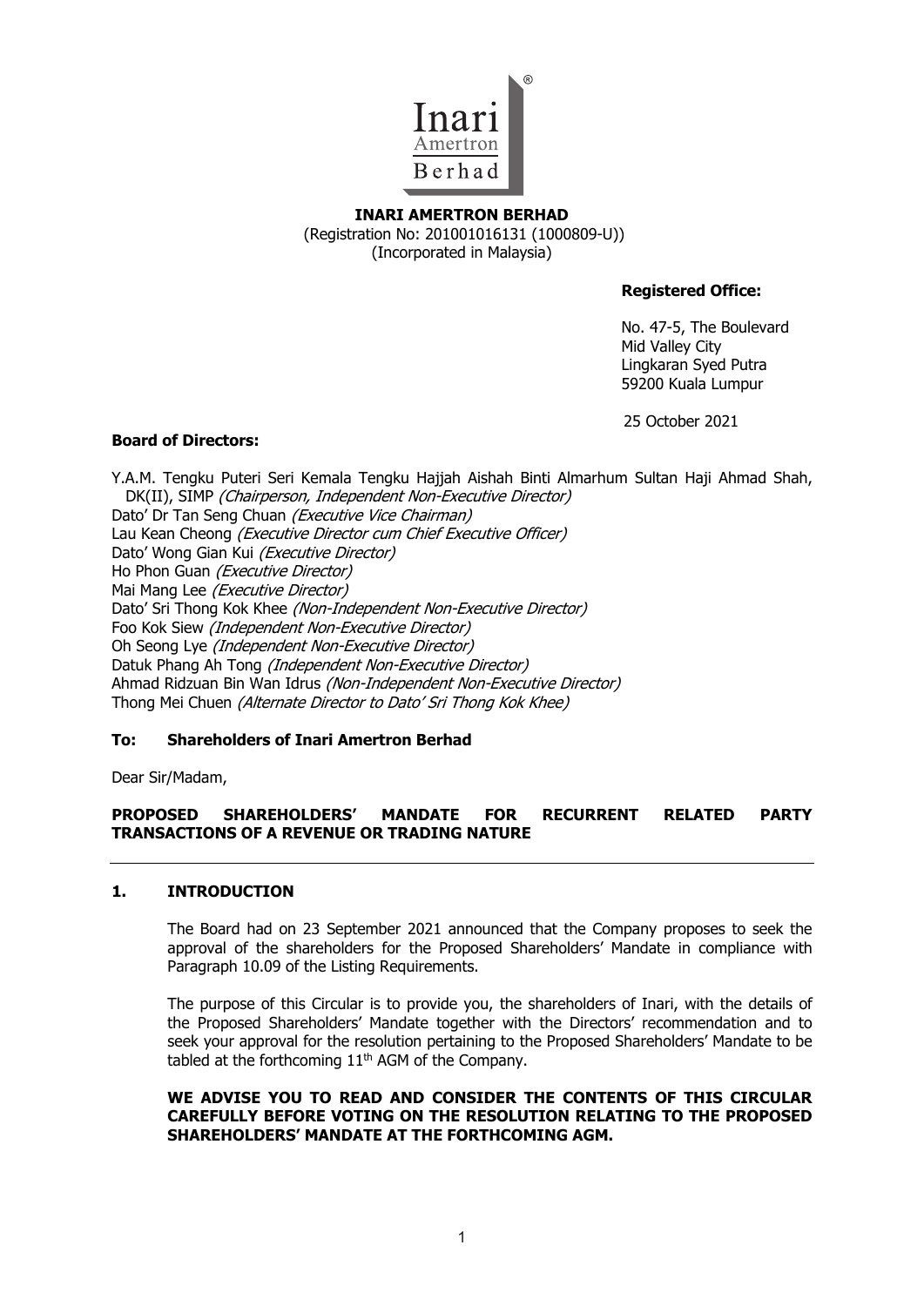**INARI AMERTRON BERHAD**
(Registration No: 201001016131 (1000809-U))
(Incorporated in Malaysia)

**Registered Office:**

No. 47-5, The Boulevard
Mid Valley City
Lingkaran Syed Putra
59200 Kuala Lumpur

25 October 2021

**Board of Directors:**

Y.A.M. Tengku Puteri Seri Kemala Tengku Hajjah Aishah Binti Almarhum Sultan Haji Ahmad Shah, DK(II), SIMP *(Chairperson, Independent Non-Executive Director)*
Dato' Dr Tan Seng Chuan *(Executive Vice Chairman)*
Lau Kean Cheong *(Executive Director cum Chief Executive Officer)*
Dato' Wong Gian Kui *(Executive Director)*
Ho Phon Guan *(Executive Director)*
Mai Mang Lee *(Executive Director)*
Dato' Sri Thong Kok Khee *(Non-Independent Non-Executive Director)*
Foo Kok Siew *(Independent Non-Executive Director)*
Oh Seong Lye *(Independent Non-Executive Director)*
Datuk Phang Ah Tong *(Independent Non-Executive Director)*
Ahmad Ridzuan Bin Wan Idrus *(Non-Independent Non-Executive Director)*
Thong Mei Chuen *(Alternate Director to Dato' Sri Thong Kok Khee)*

**To: Shareholders of Inari Amertron Berhad**

Dear Sir/Madam,

**PROPOSED SHAREHOLDERS' MANDATE FOR RECURRENT RELATED PARTY TRANSACTIONS OF A REVENUE OR TRADING NATURE**

## 1. INTRODUCTION

The Board had on 23 September 2021 announced that the Company proposes to seek the approval of the shareholders for the Proposed Shareholders' Mandate in compliance with Paragraph 10.09 of the Listing Requirements.

The purpose of this Circular is to provide you, the shareholders of Inari, with the details of the Proposed Shareholders' Mandate together with the Directors' recommendation and to seek your approval for the resolution pertaining to the Proposed Shareholders' Mandate to be tabled at the forthcoming 11th AGM of the Company.

**WE ADVISE YOU TO READ AND CONSIDER THE CONTENTS OF THIS CIRCULAR CAREFULLY BEFORE VOTING ON THE RESOLUTION RELATING TO THE PROPOSED SHAREHOLDERS' MANDATE AT THE FORTHCOMING AGM.**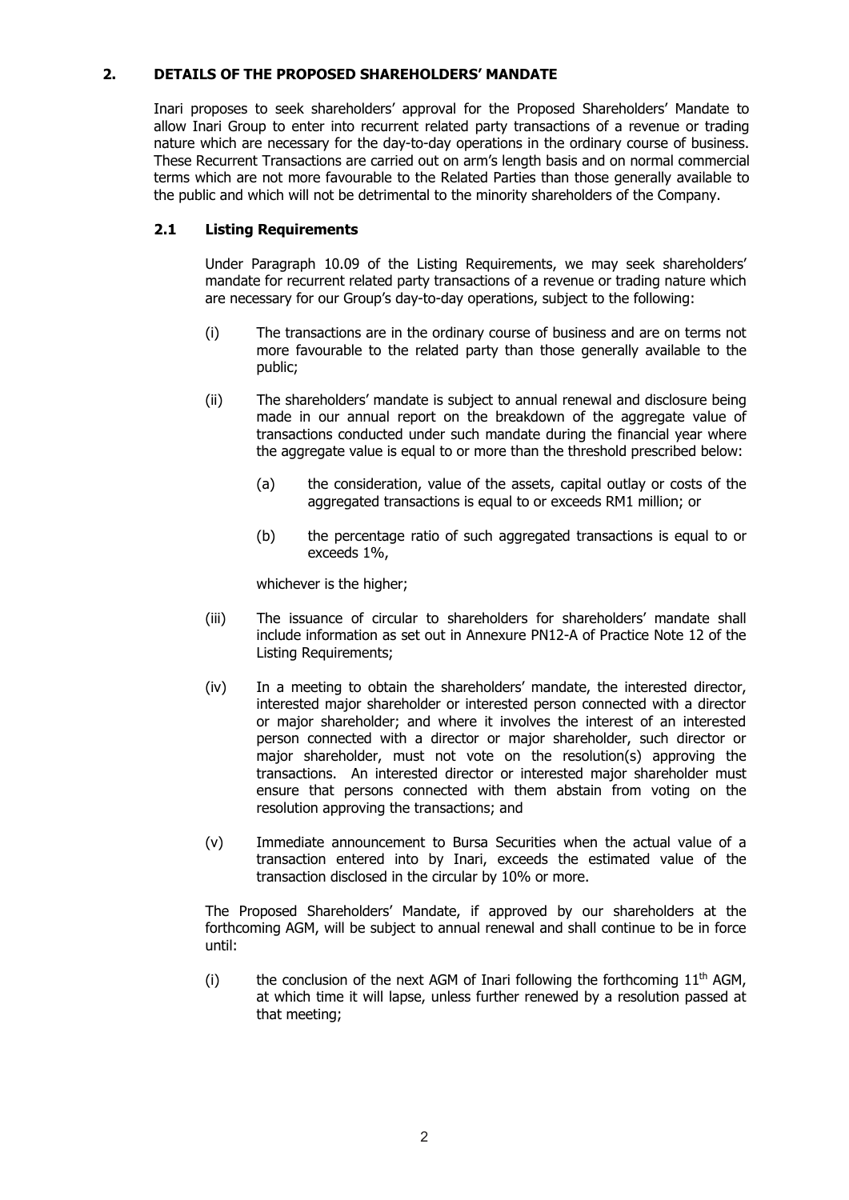## 2. DETAILS OF THE PROPOSED SHAREHOLDERS' MANDATE

Inari proposes to seek shareholders' approval for the Proposed Shareholders' Mandate to allow Inari Group to enter into recurrent related party transactions of a revenue or trading nature which are necessary for the day-to-day operations in the ordinary course of business. These Recurrent Transactions are carried out on arm's length basis and on normal commercial terms which are not more favourable to the Related Parties than those generally available to the public and which will not be detrimental to the minority shareholders of the Company.

### 2.1 Listing Requirements

Under Paragraph 10.09 of the Listing Requirements, we may seek shareholders' mandate for recurrent related party transactions of a revenue or trading nature which are necessary for our Group's day-to-day operations, subject to the following:

(i) The transactions are in the ordinary course of business and are on terms not more favourable to the related party than those generally available to the public;

(ii) The shareholders' mandate is subject to annual renewal and disclosure being made in our annual report on the breakdown of the aggregate value of transactions conducted under such mandate during the financial year where the aggregate value is equal to or more than the threshold prescribed below:

  (a) the consideration, value of the assets, capital outlay or costs of the aggregated transactions is equal to or exceeds RM1 million; or

  (b) the percentage ratio of such aggregated transactions is equal to or exceeds 1%,

  whichever is the higher;

(iii) The issuance of circular to shareholders for shareholders' mandate shall include information as set out in Annexure PN12-A of Practice Note 12 of the Listing Requirements;

(iv) In a meeting to obtain the shareholders' mandate, the interested director, interested major shareholder or interested person connected with a director or major shareholder; and where it involves the interest of an interested person connected with a director or major shareholder, such director or major shareholder, must not vote on the resolution(s) approving the transactions. An interested director or interested major shareholder must ensure that persons connected with them abstain from voting on the resolution approving the transactions; and

(v) Immediate announcement to Bursa Securities when the actual value of a transaction entered into by Inari, exceeds the estimated value of the transaction disclosed in the circular by 10% or more.

The Proposed Shareholders' Mandate, if approved by our shareholders at the forthcoming AGM, will be subject to annual renewal and shall continue to be in force until:

(i) the conclusion of the next AGM of Inari following the forthcoming 11th AGM, at which time it will lapse, unless further renewed by a resolution passed at that meeting;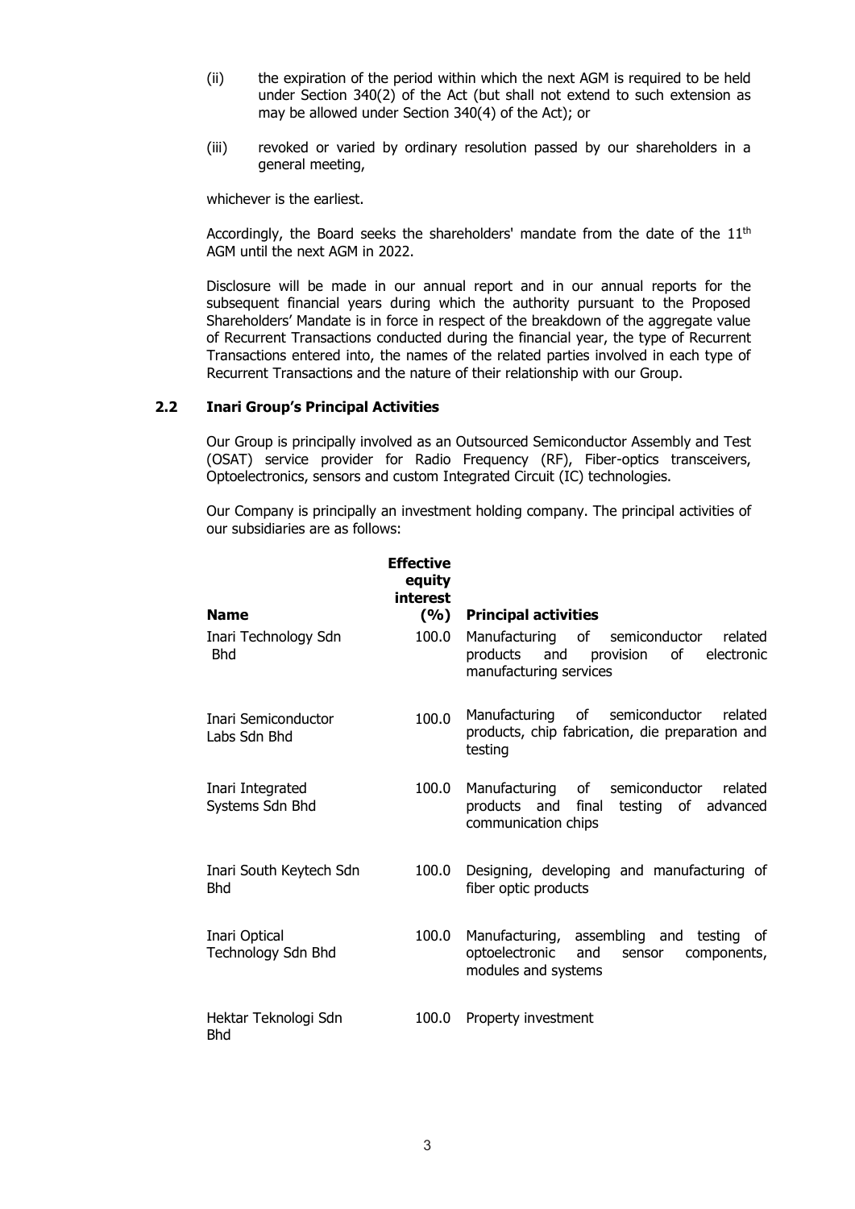(ii) the expiration of the period within which the next AGM is required to be held under Section 340(2) of the Act (but shall not extend to such extension as may be allowed under Section 340(4) of the Act); or

(iii) revoked or varied by ordinary resolution passed by our shareholders in a general meeting,

whichever is the earliest.

Accordingly, the Board seeks the shareholders' mandate from the date of the 11th AGM until the next AGM in 2022.

Disclosure will be made in our annual report and in our annual reports for the subsequent financial years during which the authority pursuant to the Proposed Shareholders' Mandate is in force in respect of the breakdown of the aggregate value of Recurrent Transactions conducted during the financial year, the type of Recurrent Transactions entered into, the names of the related parties involved in each type of Recurrent Transactions and the nature of their relationship with our Group.

## 2.2 Inari Group's Principal Activities

Our Group is principally involved as an Outsourced Semiconductor Assembly and Test (OSAT) service provider for Radio Frequency (RF), Fiber-optics transceivers, Optoelectronics, sensors and custom Integrated Circuit (IC) technologies.

Our Company is principally an investment holding company. The principal activities of our subsidiaries are as follows:

| **Name** | **Effective equity interest (%)** | **Principal activities** |
|---|---|---|
| Inari Technology Sdn Bhd | 100.0 | Manufacturing of semiconductor related products and provision of electronic manufacturing services |
| Inari Semiconductor Labs Sdn Bhd | 100.0 | Manufacturing of semiconductor related products, chip fabrication, die preparation and testing |
| Inari Integrated Systems Sdn Bhd | 100.0 | Manufacturing of semiconductor related products and final testing of advanced communication chips |
| Inari South Keytech Sdn Bhd | 100.0 | Designing, developing and manufacturing of fiber optic products |
| Inari Optical Technology Sdn Bhd | 100.0 | Manufacturing, assembling and testing of optoelectronic and sensor components, modules and systems |
| Hektar Teknologi Sdn Bhd | 100.0 | Property investment |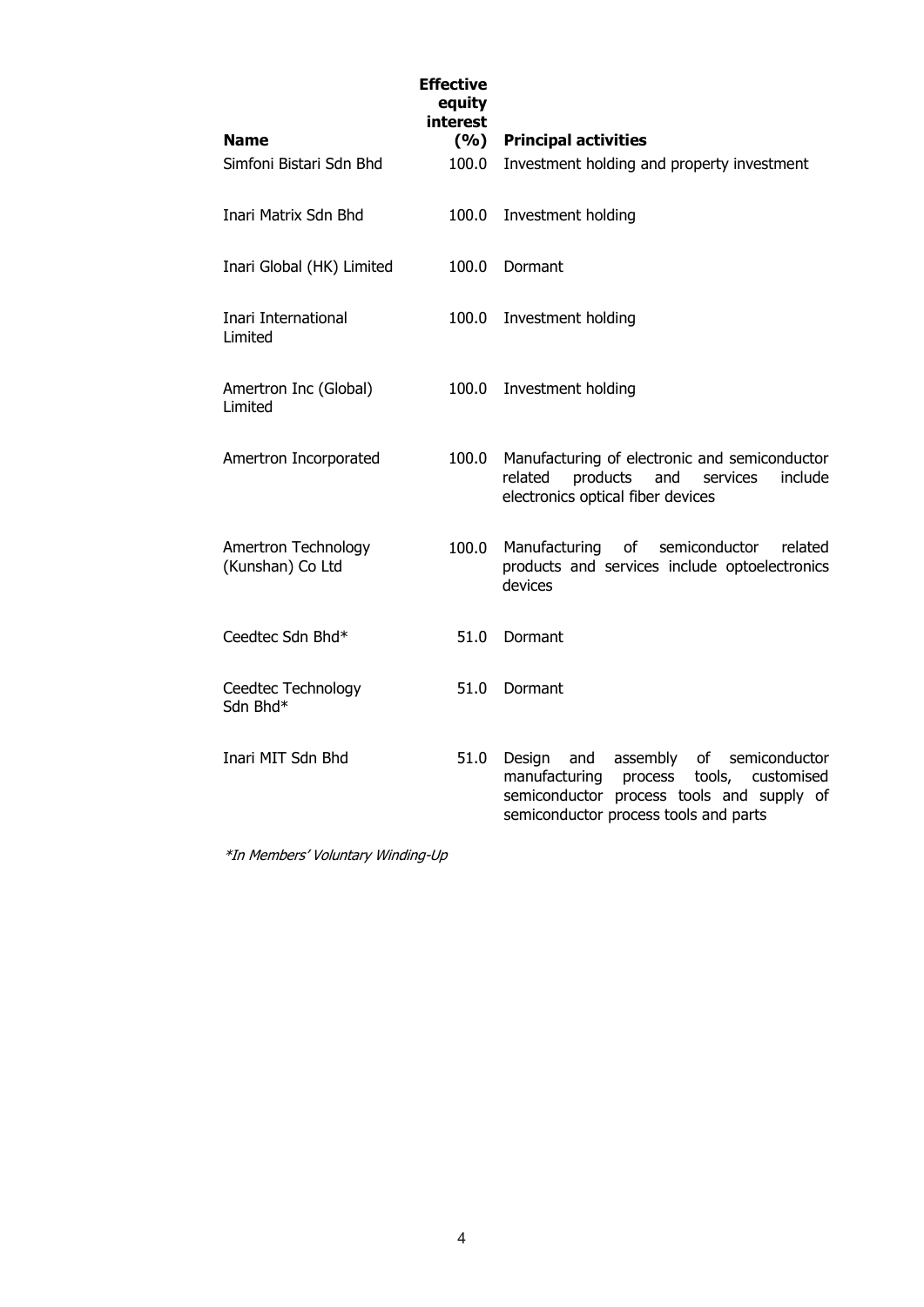| Name | Effective equity interest (%) | Principal activities |
|---|---|---|
| Simfoni Bistari Sdn Bhd | 100.0 | Investment holding and property investment |
| Inari Matrix Sdn Bhd | 100.0 | Investment holding |
| Inari Global (HK) Limited | 100.0 | Dormant |
| Inari International Limited | 100.0 | Investment holding |
| Amertron Inc (Global) Limited | 100.0 | Investment holding |
| Amertron Incorporated | 100.0 | Manufacturing of electronic and semiconductor related products and services include electronics optical fiber devices |
| Amertron Technology (Kunshan) Co Ltd | 100.0 | Manufacturing of semiconductor related products and services include optoelectronics devices |
| Ceedtec Sdn Bhd* | 51.0 | Dormant |
| Ceedtec Technology Sdn Bhd* | 51.0 | Dormant |
| Inari MIT Sdn Bhd | 51.0 | Design and assembly of semiconductor manufacturing process tools, customised semiconductor process tools and supply of semiconductor process tools and parts |

*\*In Members' Voluntary Winding-Up*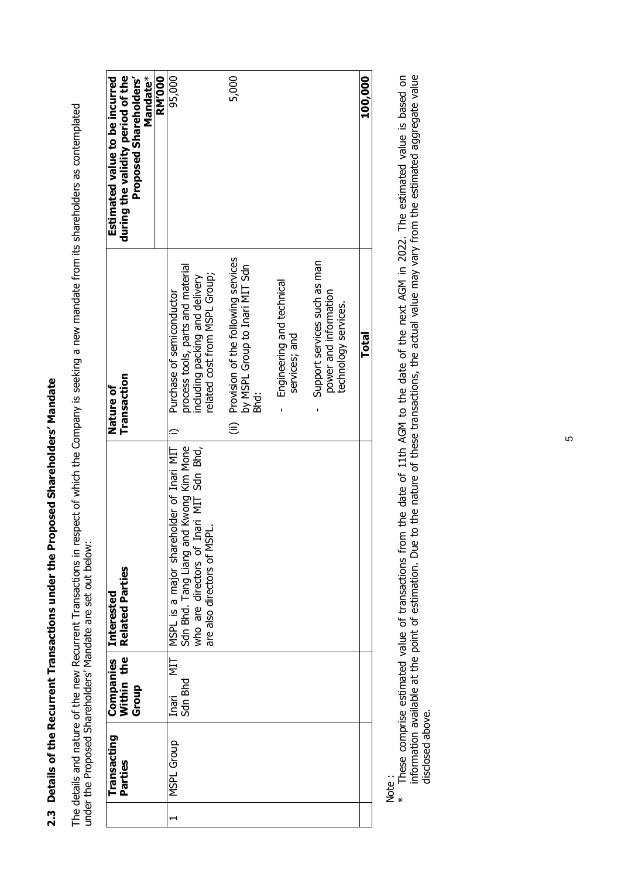## 2.3 Details of the Recurrent Transactions under the Proposed Shareholders' Mandate

The details and nature of the new Recurrent Transactions in respect of which the Company is seeking a new mandate from its shareholders as contemplated under the Proposed Shareholders' Mandate are set out below:

| | Transacting Parties | Companies Within the Group | Interested Related Parties | Nature of Transaction | Estimated value to be incurred during the validity period of the Proposed Shareholders' Mandate* RM'000 |
|---|---|---|---|---|---|
| 1 | MSPL Group | Inari MIT Sdn Bhd | MSPL is a major shareholder of Inari MIT Sdn Bhd. Tang Liang and Kwong Kim Mone who are directors of Inari MIT Sdn Bhd, are also directors of MSPL. | i) Purchase of semiconductor process tools, parts and material including packing and delivery related cost from MSPL Group; | 95,000 |
| | | | | (ii) Provision of the following services by MSPL Group to Inari MIT Sdn Bhd:<br>- Engineering and technical services; and<br>- Support services such as man power and information technology services. | 5,000 |
| | | | | **Total** | **100,000** |

Note :

\* These comprise estimated value of transactions from the date of 11th AGM to the date of the next AGM in 2022. The estimated value is based on information available at the point of estimation. Due to the nature of these transactions, the actual value may vary from the estimated aggregate value disclosed above.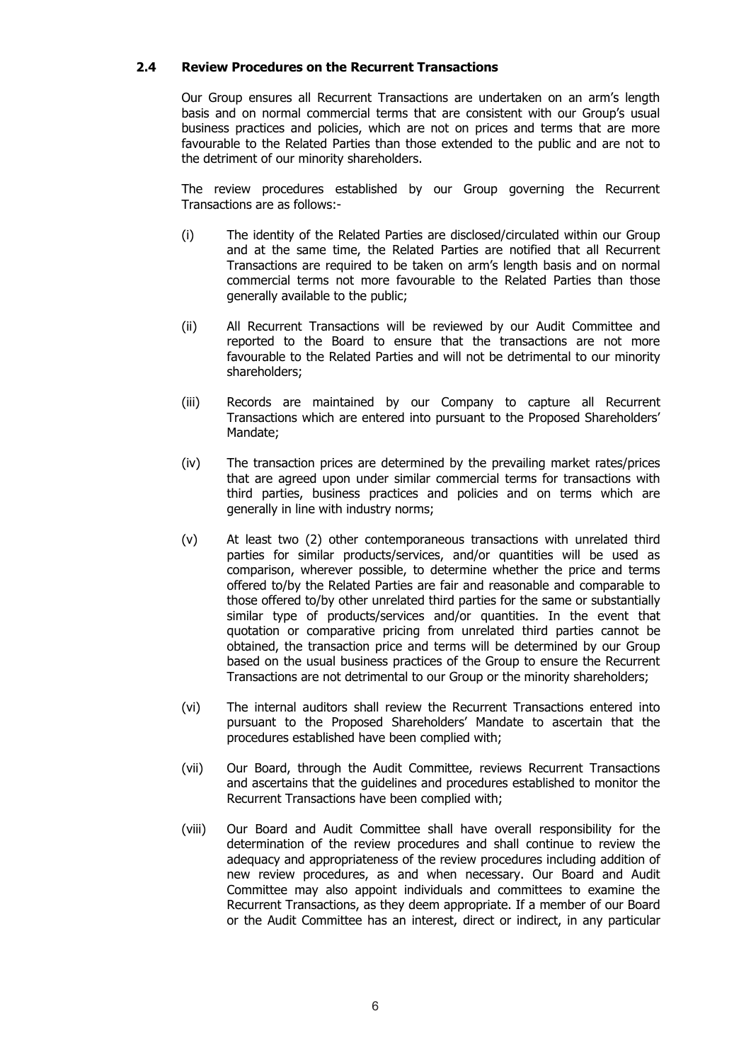### 2.4 Review Procedures on the Recurrent Transactions

Our Group ensures all Recurrent Transactions are undertaken on an arm's length basis and on normal commercial terms that are consistent with our Group's usual business practices and policies, which are not on prices and terms that are more favourable to the Related Parties than those extended to the public and are not to the detriment of our minority shareholders.

The review procedures established by our Group governing the Recurrent Transactions are as follows:-

(i) The identity of the Related Parties are disclosed/circulated within our Group and at the same time, the Related Parties are notified that all Recurrent Transactions are required to be taken on arm's length basis and on normal commercial terms not more favourable to the Related Parties than those generally available to the public;

(ii) All Recurrent Transactions will be reviewed by our Audit Committee and reported to the Board to ensure that the transactions are not more favourable to the Related Parties and will not be detrimental to our minority shareholders;

(iii) Records are maintained by our Company to capture all Recurrent Transactions which are entered into pursuant to the Proposed Shareholders' Mandate;

(iv) The transaction prices are determined by the prevailing market rates/prices that are agreed upon under similar commercial terms for transactions with third parties, business practices and policies and on terms which are generally in line with industry norms;

(v) At least two (2) other contemporaneous transactions with unrelated third parties for similar products/services, and/or quantities will be used as comparison, wherever possible, to determine whether the price and terms offered to/by the Related Parties are fair and reasonable and comparable to those offered to/by other unrelated third parties for the same or substantially similar type of products/services and/or quantities. In the event that quotation or comparative pricing from unrelated third parties cannot be obtained, the transaction price and terms will be determined by our Group based on the usual business practices of the Group to ensure the Recurrent Transactions are not detrimental to our Group or the minority shareholders;

(vi) The internal auditors shall review the Recurrent Transactions entered into pursuant to the Proposed Shareholders' Mandate to ascertain that the procedures established have been complied with;

(vii) Our Board, through the Audit Committee, reviews Recurrent Transactions and ascertains that the guidelines and procedures established to monitor the Recurrent Transactions have been complied with;

(viii) Our Board and Audit Committee shall have overall responsibility for the determination of the review procedures and shall continue to review the adequacy and appropriateness of the review procedures including addition of new review procedures, as and when necessary. Our Board and Audit Committee may also appoint individuals and committees to examine the Recurrent Transactions, as they deem appropriate. If a member of our Board or the Audit Committee has an interest, direct or indirect, in any particular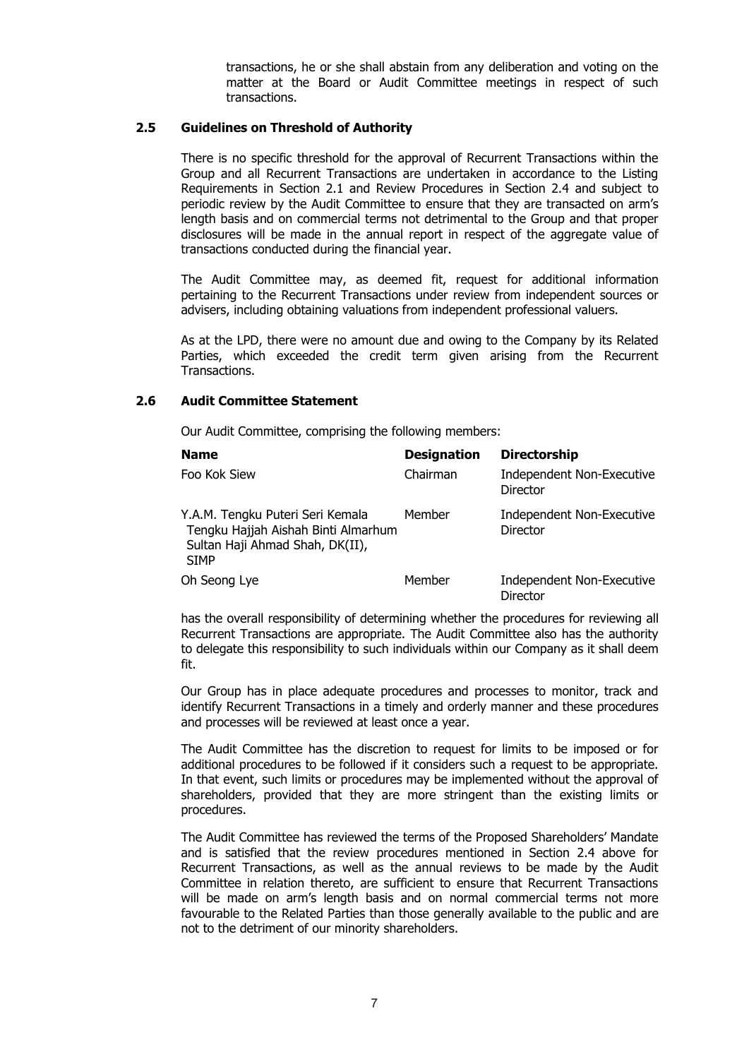transactions, he or she shall abstain from any deliberation and voting on the matter at the Board or Audit Committee meetings in respect of such transactions.

### 2.5 Guidelines on Threshold of Authority

There is no specific threshold for the approval of Recurrent Transactions within the Group and all Recurrent Transactions are undertaken in accordance to the Listing Requirements in Section 2.1 and Review Procedures in Section 2.4 and subject to periodic review by the Audit Committee to ensure that they are transacted on arm's length basis and on commercial terms not detrimental to the Group and that proper disclosures will be made in the annual report in respect of the aggregate value of transactions conducted during the financial year.

The Audit Committee may, as deemed fit, request for additional information pertaining to the Recurrent Transactions under review from independent sources or advisers, including obtaining valuations from independent professional valuers.

As at the LPD, there were no amount due and owing to the Company by its Related Parties, which exceeded the credit term given arising from the Recurrent Transactions.

### 2.6 Audit Committee Statement

Our Audit Committee, comprising the following members:

| Name | Designation | Directorship |
|---|---|---|
| Foo Kok Siew | Chairman | Independent Non-Executive Director |
| Y.A.M. Tengku Puteri Seri Kemala Tengku Hajjah Aishah Binti Almarhum Sultan Haji Ahmad Shah, DK(II), SIMP | Member | Independent Non-Executive Director |
| Oh Seong Lye | Member | Independent Non-Executive Director |

has the overall responsibility of determining whether the procedures for reviewing all Recurrent Transactions are appropriate. The Audit Committee also has the authority to delegate this responsibility to such individuals within our Company as it shall deem fit.

Our Group has in place adequate procedures and processes to monitor, track and identify Recurrent Transactions in a timely and orderly manner and these procedures and processes will be reviewed at least once a year.

The Audit Committee has the discretion to request for limits to be imposed or for additional procedures to be followed if it considers such a request to be appropriate. In that event, such limits or procedures may be implemented without the approval of shareholders, provided that they are more stringent than the existing limits or procedures.

The Audit Committee has reviewed the terms of the Proposed Shareholders' Mandate and is satisfied that the review procedures mentioned in Section 2.4 above for Recurrent Transactions, as well as the annual reviews to be made by the Audit Committee in relation thereto, are sufficient to ensure that Recurrent Transactions will be made on arm's length basis and on normal commercial terms not more favourable to the Related Parties than those generally available to the public and are not to the detriment of our minority shareholders.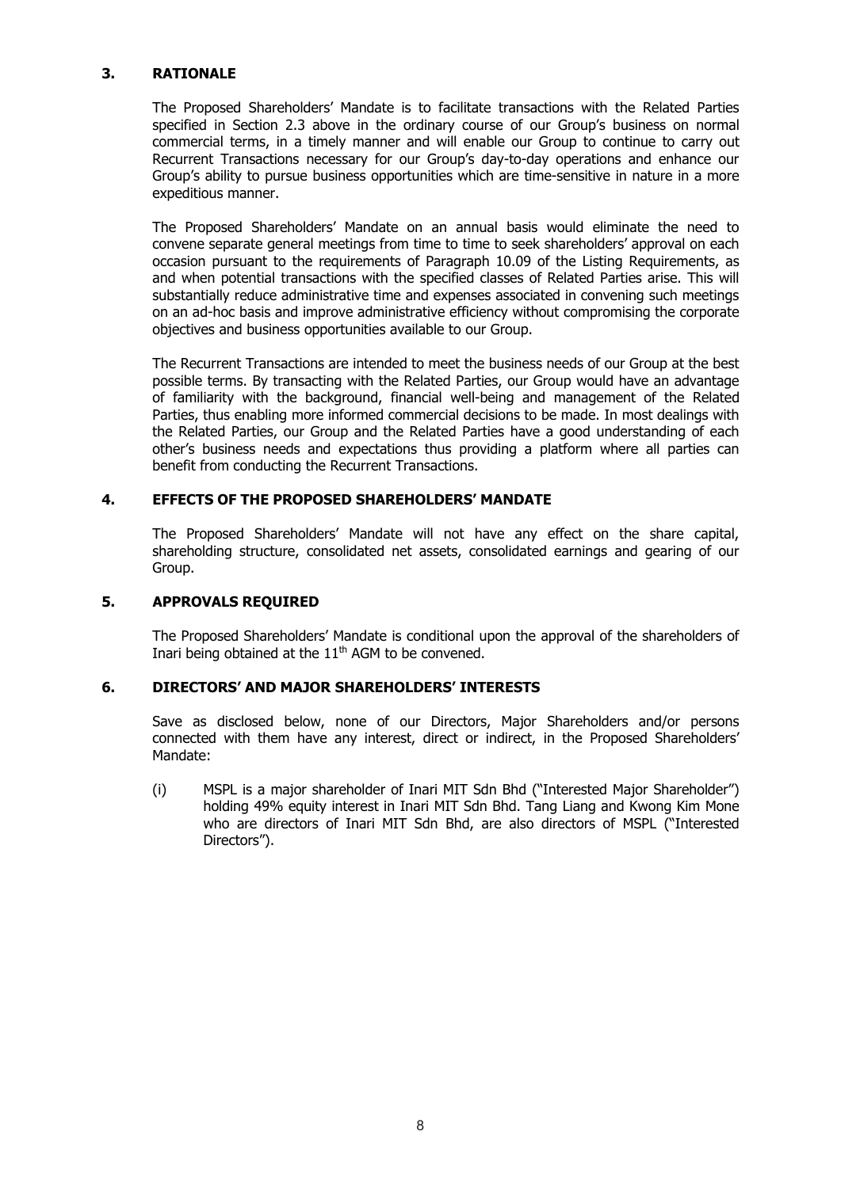## 3. RATIONALE

The Proposed Shareholders' Mandate is to facilitate transactions with the Related Parties specified in Section 2.3 above in the ordinary course of our Group's business on normal commercial terms, in a timely manner and will enable our Group to continue to carry out Recurrent Transactions necessary for our Group's day-to-day operations and enhance our Group's ability to pursue business opportunities which are time-sensitive in nature in a more expeditious manner.

The Proposed Shareholders' Mandate on an annual basis would eliminate the need to convene separate general meetings from time to time to seek shareholders' approval on each occasion pursuant to the requirements of Paragraph 10.09 of the Listing Requirements, as and when potential transactions with the specified classes of Related Parties arise. This will substantially reduce administrative time and expenses associated in convening such meetings on an ad-hoc basis and improve administrative efficiency without compromising the corporate objectives and business opportunities available to our Group.

The Recurrent Transactions are intended to meet the business needs of our Group at the best possible terms. By transacting with the Related Parties, our Group would have an advantage of familiarity with the background, financial well-being and management of the Related Parties, thus enabling more informed commercial decisions to be made. In most dealings with the Related Parties, our Group and the Related Parties have a good understanding of each other's business needs and expectations thus providing a platform where all parties can benefit from conducting the Recurrent Transactions.

## 4. EFFECTS OF THE PROPOSED SHAREHOLDERS' MANDATE

The Proposed Shareholders' Mandate will not have any effect on the share capital, shareholding structure, consolidated net assets, consolidated earnings and gearing of our Group.

## 5. APPROVALS REQUIRED

The Proposed Shareholders' Mandate is conditional upon the approval of the shareholders of Inari being obtained at the 11th AGM to be convened.

## 6. DIRECTORS' AND MAJOR SHAREHOLDERS' INTERESTS

Save as disclosed below, none of our Directors, Major Shareholders and/or persons connected with them have any interest, direct or indirect, in the Proposed Shareholders' Mandate:

(i) MSPL is a major shareholder of Inari MIT Sdn Bhd ("Interested Major Shareholder") holding 49% equity interest in Inari MIT Sdn Bhd. Tang Liang and Kwong Kim Mone who are directors of Inari MIT Sdn Bhd, are also directors of MSPL ("Interested Directors").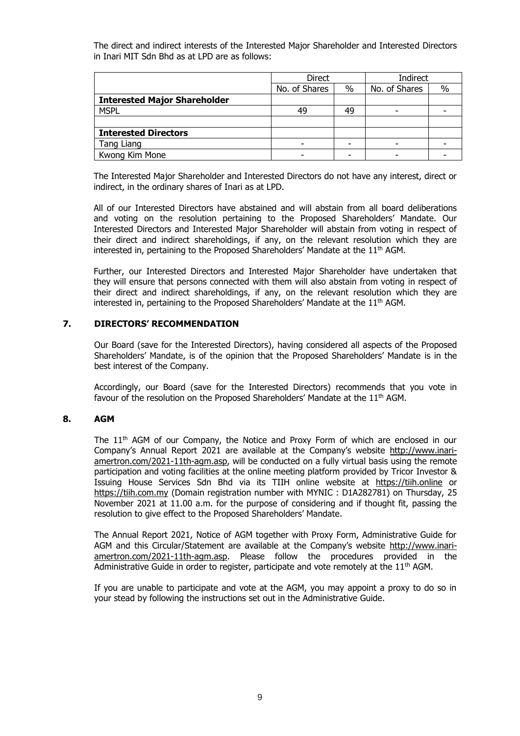The direct and indirect interests of the Interested Major Shareholder and Interested Directors in Inari MIT Sdn Bhd as at LPD are as follows:

| | Direct | | Indirect | |
|---|---|---|---|---|
| | No. of Shares | % | No. of Shares | % |
| **Interested Major Shareholder** | | | | |
| MSPL | 49 | 49 | - | - |
| | | | | |
| **Interested Directors** | | | | |
| Tang Liang | - | - | - | - |
| Kwong Kim Mone | - | - | - | - |

The Interested Major Shareholder and Interested Directors do not have any interest, direct or indirect, in the ordinary shares of Inari as at LPD.

All of our Interested Directors have abstained and will abstain from all board deliberations and voting on the resolution pertaining to the Proposed Shareholders' Mandate. Our Interested Directors and Interested Major Shareholder will abstain from voting in respect of their direct and indirect shareholdings, if any, on the relevant resolution which they are interested in, pertaining to the Proposed Shareholders' Mandate at the 11th AGM.

Further, our Interested Directors and Interested Major Shareholder have undertaken that they will ensure that persons connected with them will also abstain from voting in respect of their direct and indirect shareholdings, if any, on the relevant resolution which they are interested in, pertaining to the Proposed Shareholders' Mandate at the 11th AGM.

## 7. DIRECTORS' RECOMMENDATION

Our Board (save for the Interested Directors), having considered all aspects of the Proposed Shareholders' Mandate, is of the opinion that the Proposed Shareholders' Mandate is in the best interest of the Company.

Accordingly, our Board (save for the Interested Directors) recommends that you vote in favour of the resolution on the Proposed Shareholders' Mandate at the 11th AGM.

## 8. AGM

The 11th AGM of our Company, the Notice and Proxy Form of which are enclosed in our Company's Annual Report 2021 are available at the Company's website http://www.inari-amertron.com/2021-11th-agm.asp, will be conducted on a fully virtual basis using the remote participation and voting facilities at the online meeting platform provided by Tricor Investor & Issuing House Services Sdn Bhd via its TIIH online website at https://tiih.online or https://tiih.com.my (Domain registration number with MYNIC : D1A282781) on Thursday, 25 November 2021 at 11.00 a.m. for the purpose of considering and if thought fit, passing the resolution to give effect to the Proposed Shareholders' Mandate.

The Annual Report 2021, Notice of AGM together with Proxy Form, Administrative Guide for AGM and this Circular/Statement are available at the Company's website http://www.inari-amertron.com/2021-11th-agm.asp. Please follow the procedures provided in the Administrative Guide in order to register, participate and vote remotely at the 11th AGM.

If you are unable to participate and vote at the AGM, you may appoint a proxy to do so in your stead by following the instructions set out in the Administrative Guide.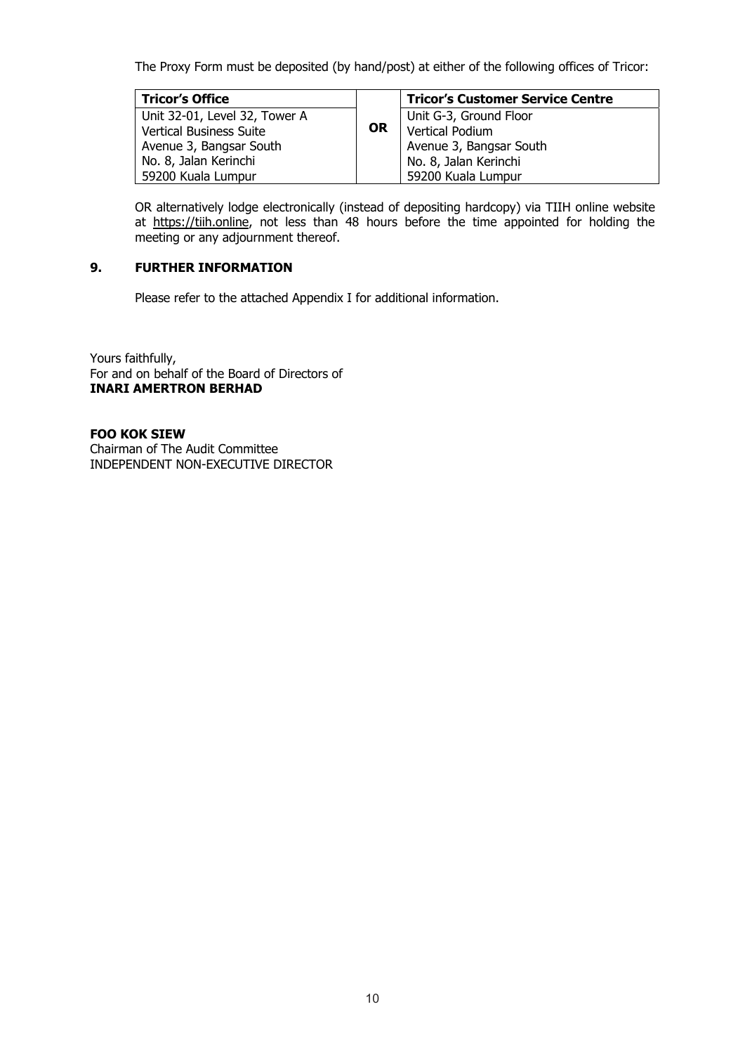The Proxy Form must be deposited (by hand/post) at either of the following offices of Tricor:

| Tricor's Office | | Tricor's Customer Service Centre |
|---|---|---|
| Unit 32-01, Level 32, Tower A<br>Vertical Business Suite<br>Avenue 3, Bangsar South<br>No. 8, Jalan Kerinchi<br>59200 Kuala Lumpur | **OR** | Unit G-3, Ground Floor<br>Vertical Podium<br>Avenue 3, Bangsar South<br>No. 8, Jalan Kerinchi<br>59200 Kuala Lumpur |

OR alternatively lodge electronically (instead of depositing hardcopy) via TIIH online website at https://tiih.online, not less than 48 hours before the time appointed for holding the meeting or any adjournment thereof.

## 9. FURTHER INFORMATION

Please refer to the attached Appendix I for additional information.

Yours faithfully,
For and on behalf of the Board of Directors of
**INARI AMERTRON BERHAD**

**FOO KOK SIEW**
Chairman of The Audit Committee
INDEPENDENT NON-EXECUTIVE DIRECTOR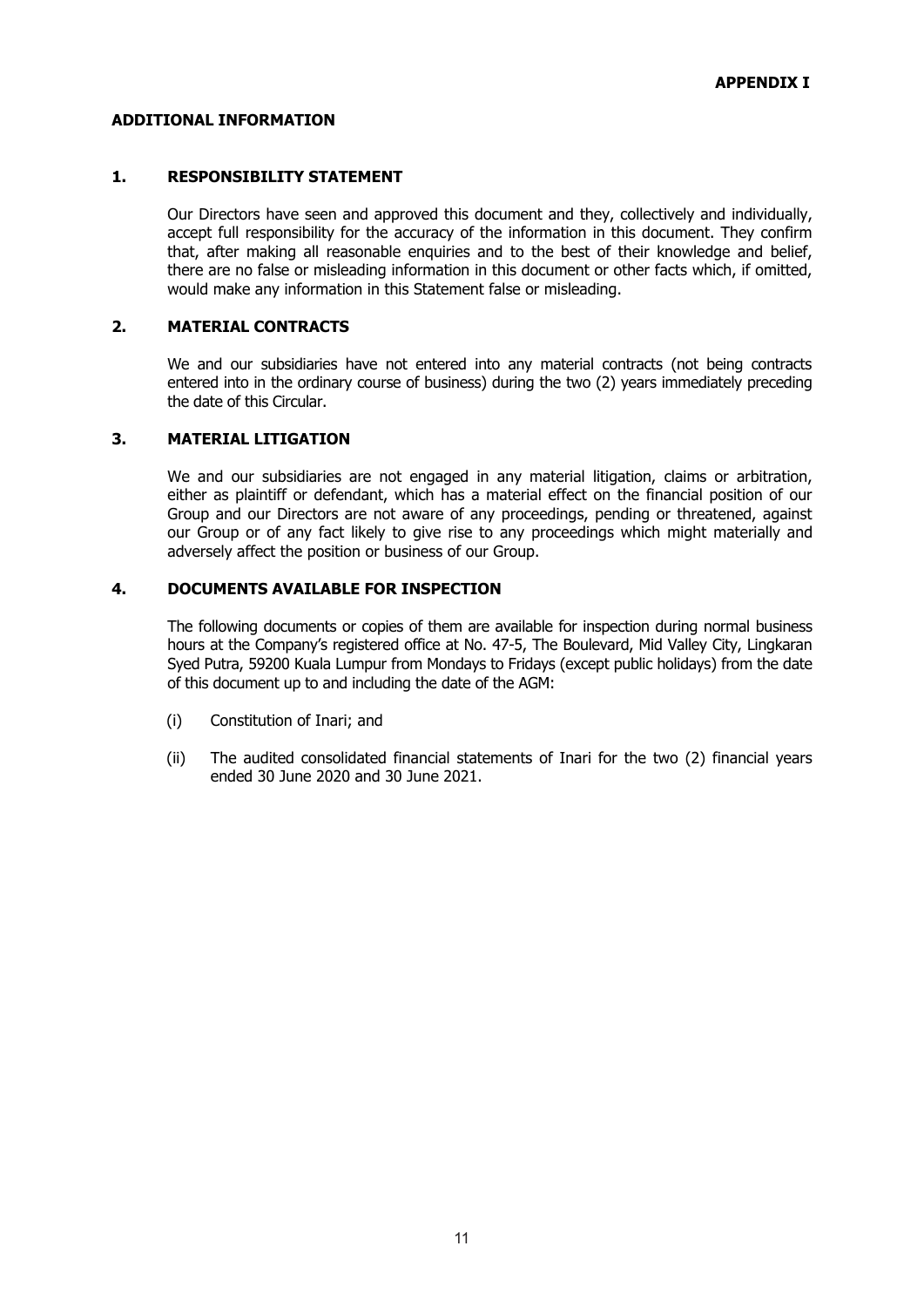**APPENDIX I**

**ADDITIONAL INFORMATION**

## 1. RESPONSIBILITY STATEMENT

Our Directors have seen and approved this document and they, collectively and individually, accept full responsibility for the accuracy of the information in this document. They confirm that, after making all reasonable enquiries and to the best of their knowledge and belief, there are no false or misleading information in this document or other facts which, if omitted, would make any information in this Statement false or misleading.

## 2. MATERIAL CONTRACTS

We and our subsidiaries have not entered into any material contracts (not being contracts entered into in the ordinary course of business) during the two (2) years immediately preceding the date of this Circular.

## 3. MATERIAL LITIGATION

We and our subsidiaries are not engaged in any material litigation, claims or arbitration, either as plaintiff or defendant, which has a material effect on the financial position of our Group and our Directors are not aware of any proceedings, pending or threatened, against our Group or of any fact likely to give rise to any proceedings which might materially and adversely affect the position or business of our Group.

## 4. DOCUMENTS AVAILABLE FOR INSPECTION

The following documents or copies of them are available for inspection during normal business hours at the Company's registered office at No. 47-5, The Boulevard, Mid Valley City, Lingkaran Syed Putra, 59200 Kuala Lumpur from Mondays to Fridays (except public holidays) from the date of this document up to and including the date of the AGM:

(i) Constitution of Inari; and

(ii) The audited consolidated financial statements of Inari for the two (2) financial years ended 30 June 2020 and 30 June 2021.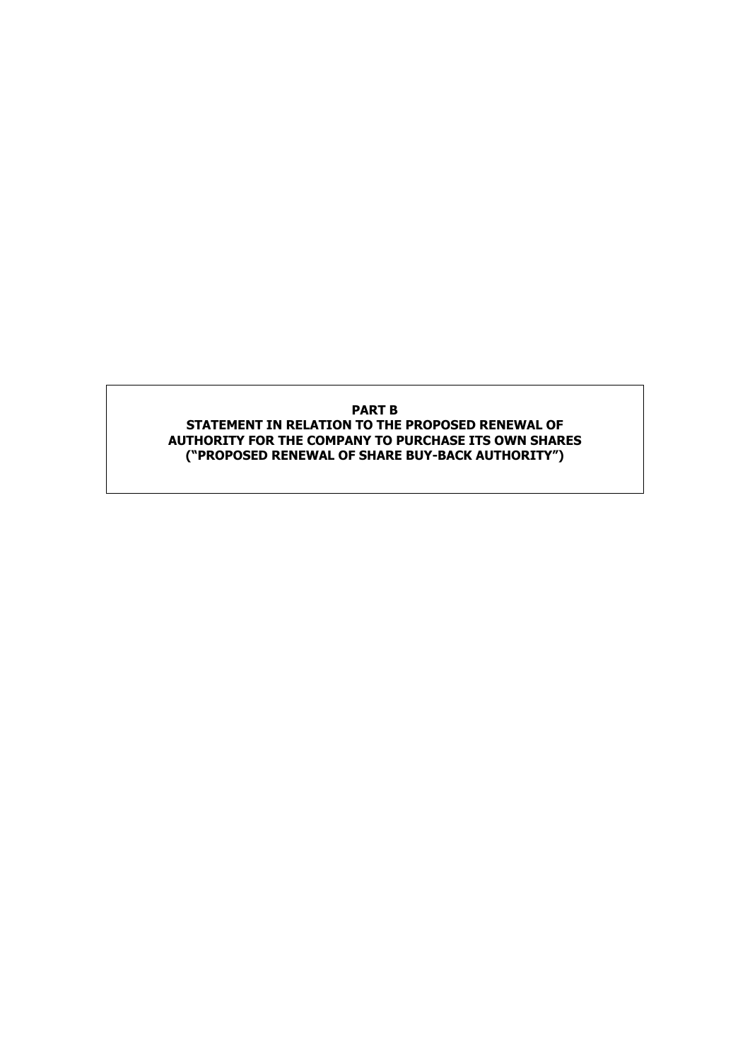**PART B**

**STATEMENT IN RELATION TO THE PROPOSED RENEWAL OF AUTHORITY FOR THE COMPANY TO PURCHASE ITS OWN SHARES (“PROPOSED RENEWAL OF SHARE BUY-BACK AUTHORITY”)**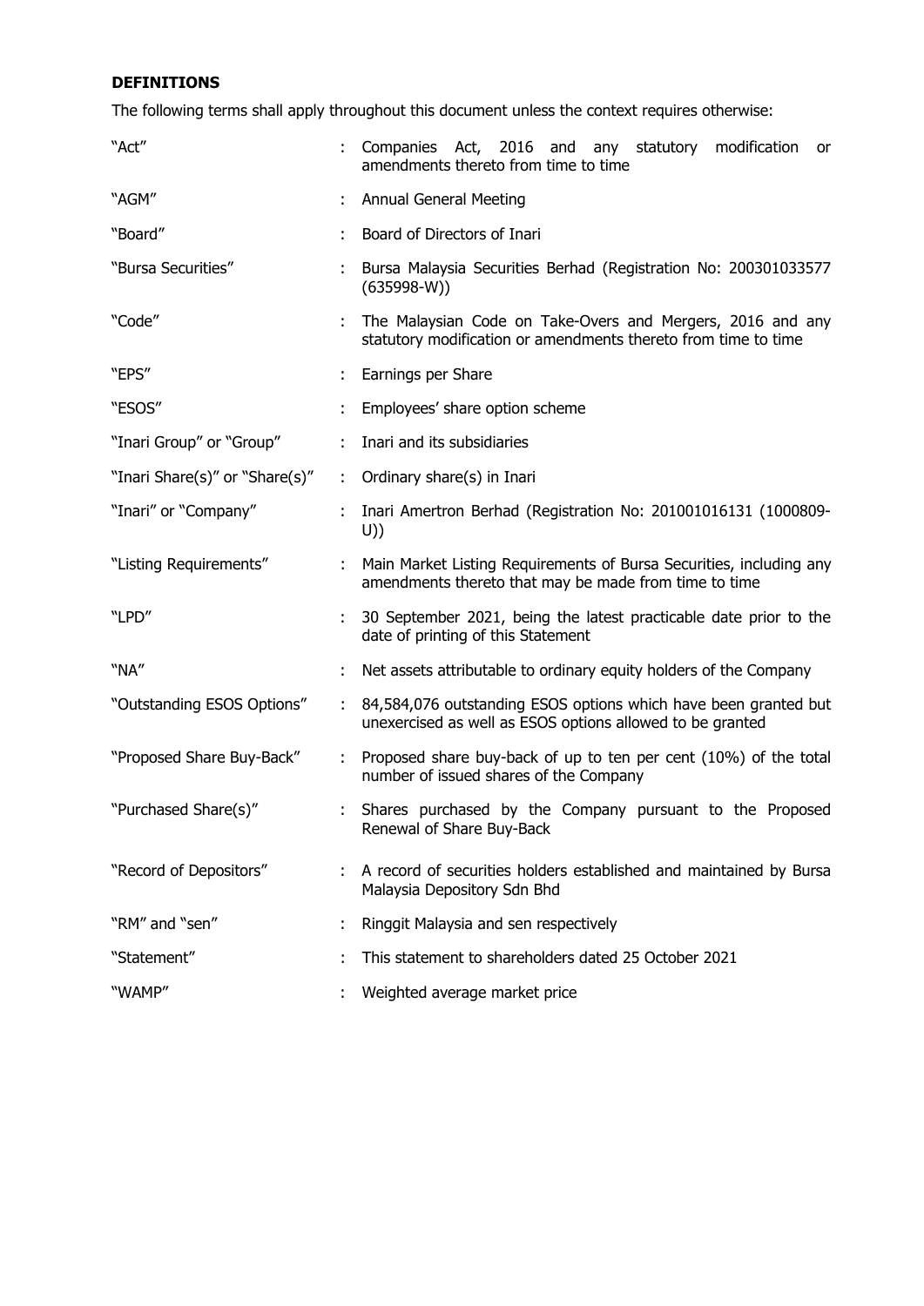**DEFINITIONS**

The following terms shall apply throughout this document unless the context requires otherwise:

| | | |
|---|---|---|
| "Act" | : | Companies Act, 2016 and any statutory modification or amendments thereto from time to time |
| "AGM" | : | Annual General Meeting |
| "Board" | : | Board of Directors of Inari |
| "Bursa Securities" | : | Bursa Malaysia Securities Berhad (Registration No: 200301033577 (635998-W)) |
| "Code" | : | The Malaysian Code on Take-Overs and Mergers, 2016 and any statutory modification or amendments thereto from time to time |
| "EPS" | : | Earnings per Share |
| "ESOS" | : | Employees' share option scheme |
| "Inari Group" or "Group" | : | Inari and its subsidiaries |
| "Inari Share(s)" or "Share(s)" | : | Ordinary share(s) in Inari |
| "Inari" or "Company" | : | Inari Amertron Berhad (Registration No: 201001016131 (1000809-U)) |
| "Listing Requirements" | : | Main Market Listing Requirements of Bursa Securities, including any amendments thereto that may be made from time to time |
| "LPD" | : | 30 September 2021, being the latest practicable date prior to the date of printing of this Statement |
| "NA" | : | Net assets attributable to ordinary equity holders of the Company |
| "Outstanding ESOS Options" | : | 84,584,076 outstanding ESOS options which have been granted but unexercised as well as ESOS options allowed to be granted |
| "Proposed Share Buy-Back" | : | Proposed share buy-back of up to ten per cent (10%) of the total number of issued shares of the Company |
| "Purchased Share(s)" | : | Shares purchased by the Company pursuant to the Proposed Renewal of Share Buy-Back |
| "Record of Depositors" | : | A record of securities holders established and maintained by Bursa Malaysia Depository Sdn Bhd |
| "RM" and "sen" | : | Ringgit Malaysia and sen respectively |
| "Statement" | : | This statement to shareholders dated 25 October 2021 |
| "WAMP" | : | Weighted average market price |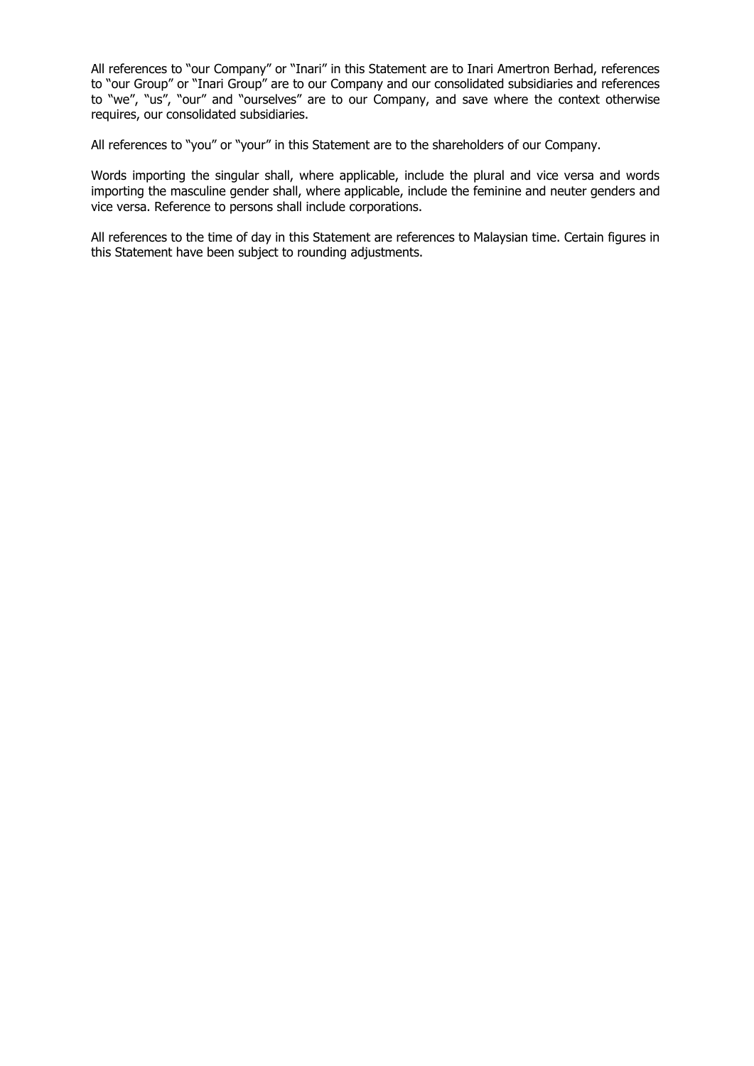All references to "our Company" or "Inari" in this Statement are to Inari Amertron Berhad, references to "our Group" or "Inari Group" are to our Company and our consolidated subsidiaries and references to "we", "us", "our" and "ourselves" are to our Company, and save where the context otherwise requires, our consolidated subsidiaries.

All references to "you" or "your" in this Statement are to the shareholders of our Company.

Words importing the singular shall, where applicable, include the plural and vice versa and words importing the masculine gender shall, where applicable, include the feminine and neuter genders and vice versa. Reference to persons shall include corporations.

All references to the time of day in this Statement are references to Malaysian time. Certain figures in this Statement have been subject to rounding adjustments.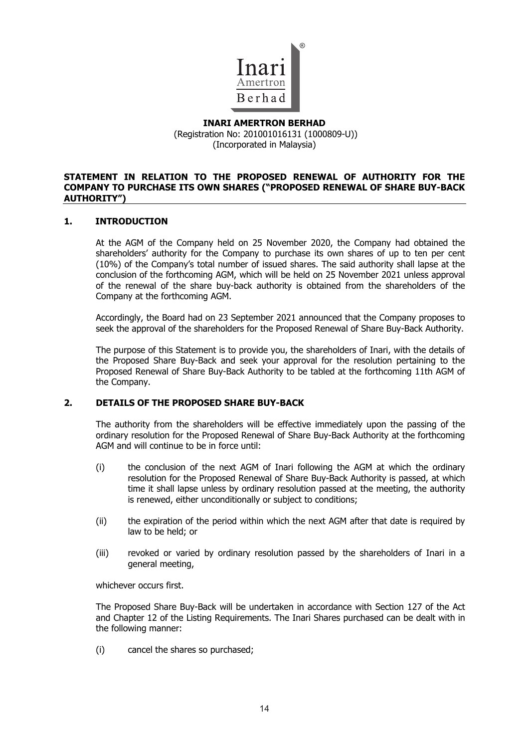**INARI AMERTRON BERHAD**
(Registration No: 201001016131 (1000809-U))
(Incorporated in Malaysia)

## STATEMENT IN RELATION TO THE PROPOSED RENEWAL OF AUTHORITY FOR THE COMPANY TO PURCHASE ITS OWN SHARES ("PROPOSED RENEWAL OF SHARE BUY-BACK AUTHORITY")

### 1. INTRODUCTION

At the AGM of the Company held on 25 November 2020, the Company had obtained the shareholders' authority for the Company to purchase its own shares of up to ten per cent (10%) of the Company's total number of issued shares. The said authority shall lapse at the conclusion of the forthcoming AGM, which will be held on 25 November 2021 unless approval of the renewal of the share buy-back authority is obtained from the shareholders of the Company at the forthcoming AGM.

Accordingly, the Board had on 23 September 2021 announced that the Company proposes to seek the approval of the shareholders for the Proposed Renewal of Share Buy-Back Authority.

The purpose of this Statement is to provide you, the shareholders of Inari, with the details of the Proposed Share Buy-Back and seek your approval for the resolution pertaining to the Proposed Renewal of Share Buy-Back Authority to be tabled at the forthcoming 11th AGM of the Company.

### 2. DETAILS OF THE PROPOSED SHARE BUY-BACK

The authority from the shareholders will be effective immediately upon the passing of the ordinary resolution for the Proposed Renewal of Share Buy-Back Authority at the forthcoming AGM and will continue to be in force until:

(i) the conclusion of the next AGM of Inari following the AGM at which the ordinary resolution for the Proposed Renewal of Share Buy-Back Authority is passed, at which time it shall lapse unless by ordinary resolution passed at the meeting, the authority is renewed, either unconditionally or subject to conditions;

(ii) the expiration of the period within which the next AGM after that date is required by law to be held; or

(iii) revoked or varied by ordinary resolution passed by the shareholders of Inari in a general meeting,

whichever occurs first.

The Proposed Share Buy-Back will be undertaken in accordance with Section 127 of the Act and Chapter 12 of the Listing Requirements. The Inari Shares purchased can be dealt with in the following manner:

(i) cancel the shares so purchased;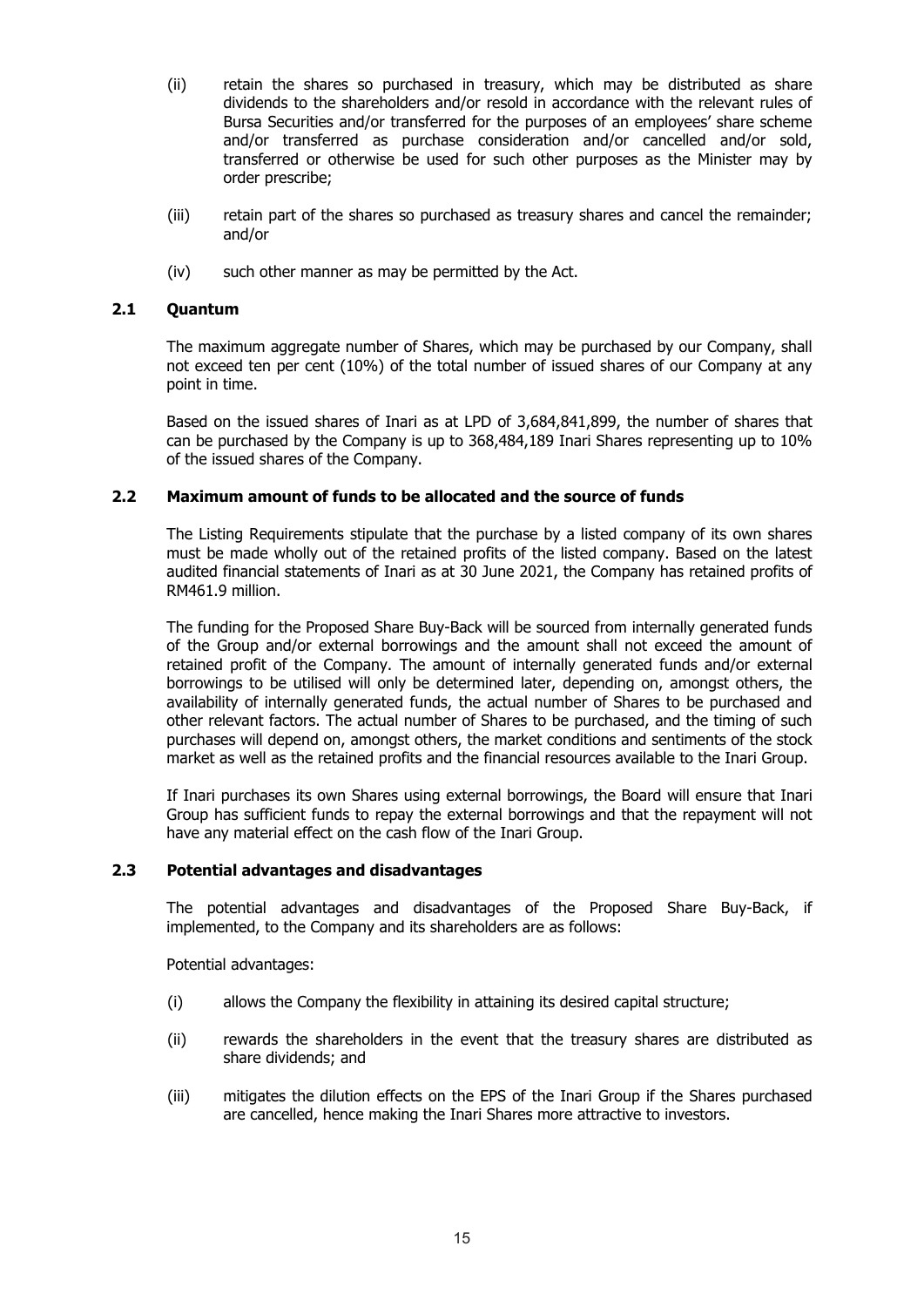(ii) retain the shares so purchased in treasury, which may be distributed as share dividends to the shareholders and/or resold in accordance with the relevant rules of Bursa Securities and/or transferred for the purposes of an employees' share scheme and/or transferred as purchase consideration and/or cancelled and/or sold, transferred or otherwise be used for such other purposes as the Minister may by order prescribe;

(iii) retain part of the shares so purchased as treasury shares and cancel the remainder; and/or

(iv) such other manner as may be permitted by the Act.

### 2.1 Quantum

The maximum aggregate number of Shares, which may be purchased by our Company, shall not exceed ten per cent (10%) of the total number of issued shares of our Company at any point in time.

Based on the issued shares of Inari as at LPD of 3,684,841,899, the number of shares that can be purchased by the Company is up to 368,484,189 Inari Shares representing up to 10% of the issued shares of the Company.

### 2.2 Maximum amount of funds to be allocated and the source of funds

The Listing Requirements stipulate that the purchase by a listed company of its own shares must be made wholly out of the retained profits of the listed company. Based on the latest audited financial statements of Inari as at 30 June 2021, the Company has retained profits of RM461.9 million.

The funding for the Proposed Share Buy-Back will be sourced from internally generated funds of the Group and/or external borrowings and the amount shall not exceed the amount of retained profit of the Company. The amount of internally generated funds and/or external borrowings to be utilised will only be determined later, depending on, amongst others, the availability of internally generated funds, the actual number of Shares to be purchased and other relevant factors. The actual number of Shares to be purchased, and the timing of such purchases will depend on, amongst others, the market conditions and sentiments of the stock market as well as the retained profits and the financial resources available to the Inari Group.

If Inari purchases its own Shares using external borrowings, the Board will ensure that Inari Group has sufficient funds to repay the external borrowings and that the repayment will not have any material effect on the cash flow of the Inari Group.

### 2.3 Potential advantages and disadvantages

The potential advantages and disadvantages of the Proposed Share Buy-Back, if implemented, to the Company and its shareholders are as follows:

Potential advantages:

(i) allows the Company the flexibility in attaining its desired capital structure;

(ii) rewards the shareholders in the event that the treasury shares are distributed as share dividends; and

(iii) mitigates the dilution effects on the EPS of the Inari Group if the Shares purchased are cancelled, hence making the Inari Shares more attractive to investors.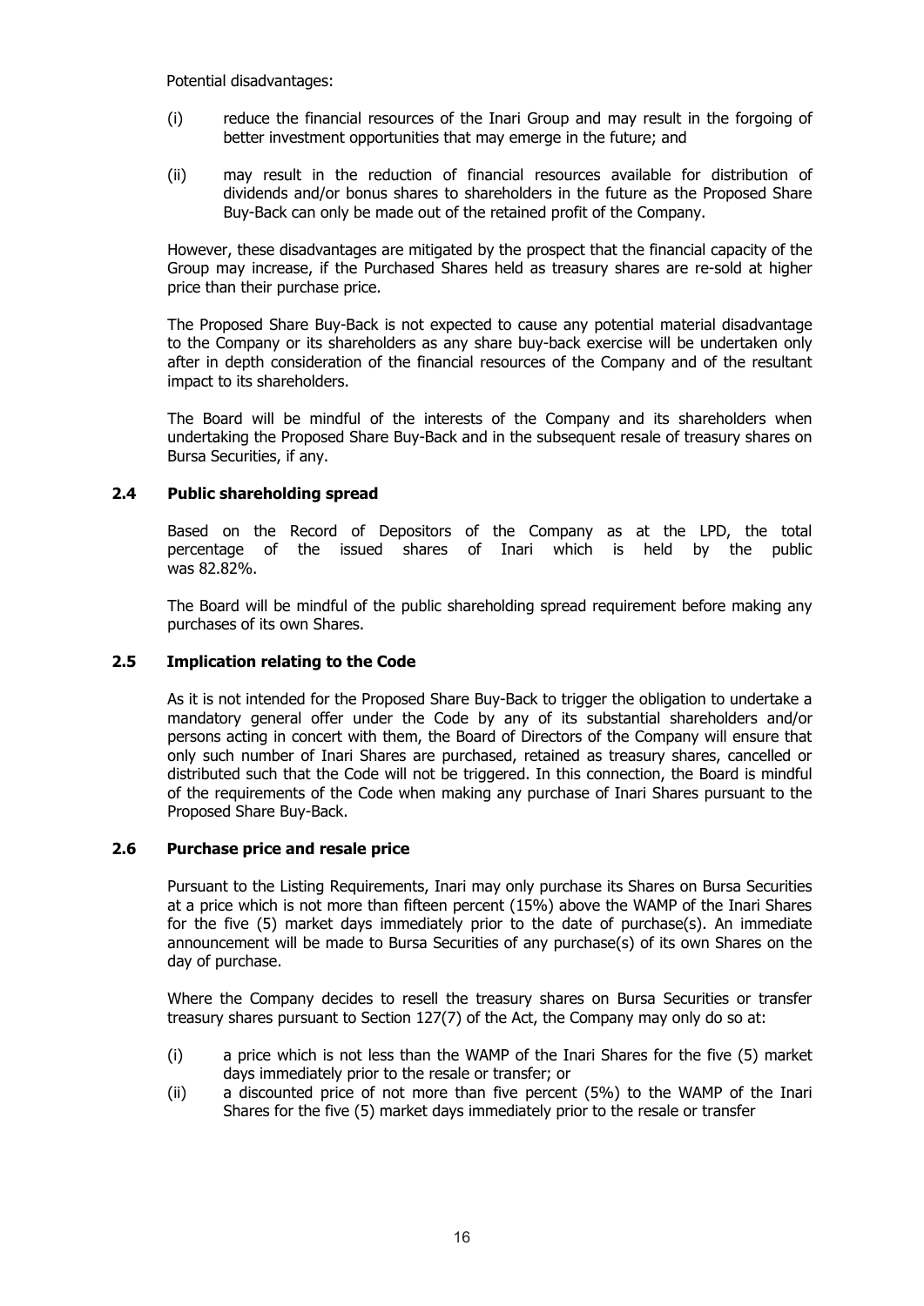Potential disadvantages:

(i) reduce the financial resources of the Inari Group and may result in the forgoing of better investment opportunities that may emerge in the future; and

(ii) may result in the reduction of financial resources available for distribution of dividends and/or bonus shares to shareholders in the future as the Proposed Share Buy-Back can only be made out of the retained profit of the Company.

However, these disadvantages are mitigated by the prospect that the financial capacity of the Group may increase, if the Purchased Shares held as treasury shares are re-sold at higher price than their purchase price.

The Proposed Share Buy-Back is not expected to cause any potential material disadvantage to the Company or its shareholders as any share buy-back exercise will be undertaken only after in depth consideration of the financial resources of the Company and of the resultant impact to its shareholders.

The Board will be mindful of the interests of the Company and its shareholders when undertaking the Proposed Share Buy-Back and in the subsequent resale of treasury shares on Bursa Securities, if any.

### 2.4 Public shareholding spread

Based on the Record of Depositors of the Company as at the LPD, the total percentage of the issued shares of Inari which is held by the public was 82.82%.

The Board will be mindful of the public shareholding spread requirement before making any purchases of its own Shares.

### 2.5 Implication relating to the Code

As it is not intended for the Proposed Share Buy-Back to trigger the obligation to undertake a mandatory general offer under the Code by any of its substantial shareholders and/or persons acting in concert with them, the Board of Directors of the Company will ensure that only such number of Inari Shares are purchased, retained as treasury shares, cancelled or distributed such that the Code will not be triggered. In this connection, the Board is mindful of the requirements of the Code when making any purchase of Inari Shares pursuant to the Proposed Share Buy-Back.

### 2.6 Purchase price and resale price

Pursuant to the Listing Requirements, Inari may only purchase its Shares on Bursa Securities at a price which is not more than fifteen percent (15%) above the WAMP of the Inari Shares for the five (5) market days immediately prior to the date of purchase(s). An immediate announcement will be made to Bursa Securities of any purchase(s) of its own Shares on the day of purchase.

Where the Company decides to resell the treasury shares on Bursa Securities or transfer treasury shares pursuant to Section 127(7) of the Act, the Company may only do so at:

(i) a price which is not less than the WAMP of the Inari Shares for the five (5) market days immediately prior to the resale or transfer; or

(ii) a discounted price of not more than five percent (5%) to the WAMP of the Inari Shares for the five (5) market days immediately prior to the resale or transfer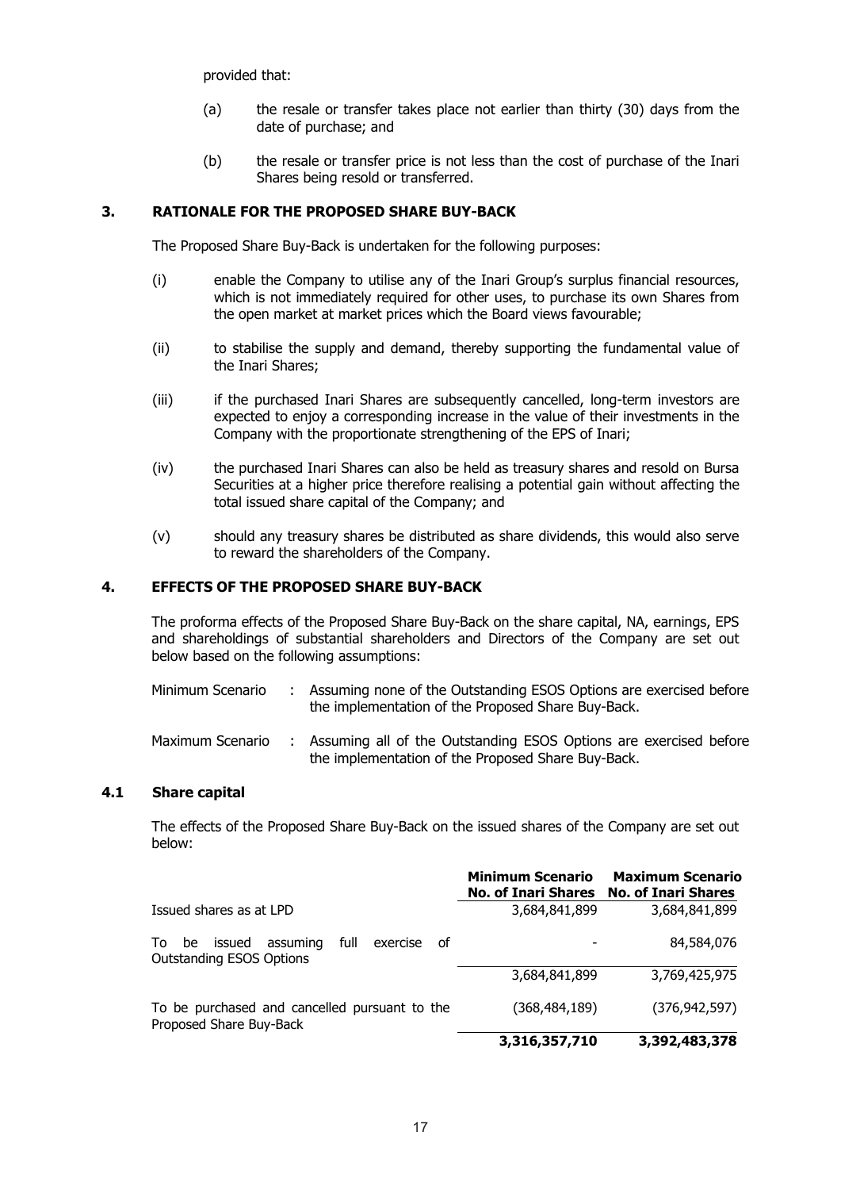provided that:

(a) the resale or transfer takes place not earlier than thirty (30) days from the date of purchase; and

(b) the resale or transfer price is not less than the cost of purchase of the Inari Shares being resold or transferred.

## 3. RATIONALE FOR THE PROPOSED SHARE BUY-BACK

The Proposed Share Buy-Back is undertaken for the following purposes:

(i) enable the Company to utilise any of the Inari Group's surplus financial resources, which is not immediately required for other uses, to purchase its own Shares from the open market at market prices which the Board views favourable;

(ii) to stabilise the supply and demand, thereby supporting the fundamental value of the Inari Shares;

(iii) if the purchased Inari Shares are subsequently cancelled, long-term investors are expected to enjoy a corresponding increase in the value of their investments in the Company with the proportionate strengthening of the EPS of Inari;

(iv) the purchased Inari Shares can also be held as treasury shares and resold on Bursa Securities at a higher price therefore realising a potential gain without affecting the total issued share capital of the Company; and

(v) should any treasury shares be distributed as share dividends, this would also serve to reward the shareholders of the Company.

## 4. EFFECTS OF THE PROPOSED SHARE BUY-BACK

The proforma effects of the Proposed Share Buy-Back on the share capital, NA, earnings, EPS and shareholdings of substantial shareholders and Directors of the Company are set out below based on the following assumptions:

Minimum Scenario : Assuming none of the Outstanding ESOS Options are exercised before the implementation of the Proposed Share Buy-Back.

Maximum Scenario : Assuming all of the Outstanding ESOS Options are exercised before the implementation of the Proposed Share Buy-Back.

### 4.1 Share capital

The effects of the Proposed Share Buy-Back on the issued shares of the Company are set out below:

| | **Minimum Scenario No. of Inari Shares** | **Maximum Scenario No. of Inari Shares** |
|---|---|---|
| Issued shares as at LPD | 3,684,841,899 | 3,684,841,899 |
| To be issued assuming full exercise of Outstanding ESOS Options | - | 84,584,076 |
| | 3,684,841,899 | 3,769,425,975 |
| To be purchased and cancelled pursuant to the Proposed Share Buy-Back | (368,484,189) | (376,942,597) |
| | **3,316,357,710** | **3,392,483,378** |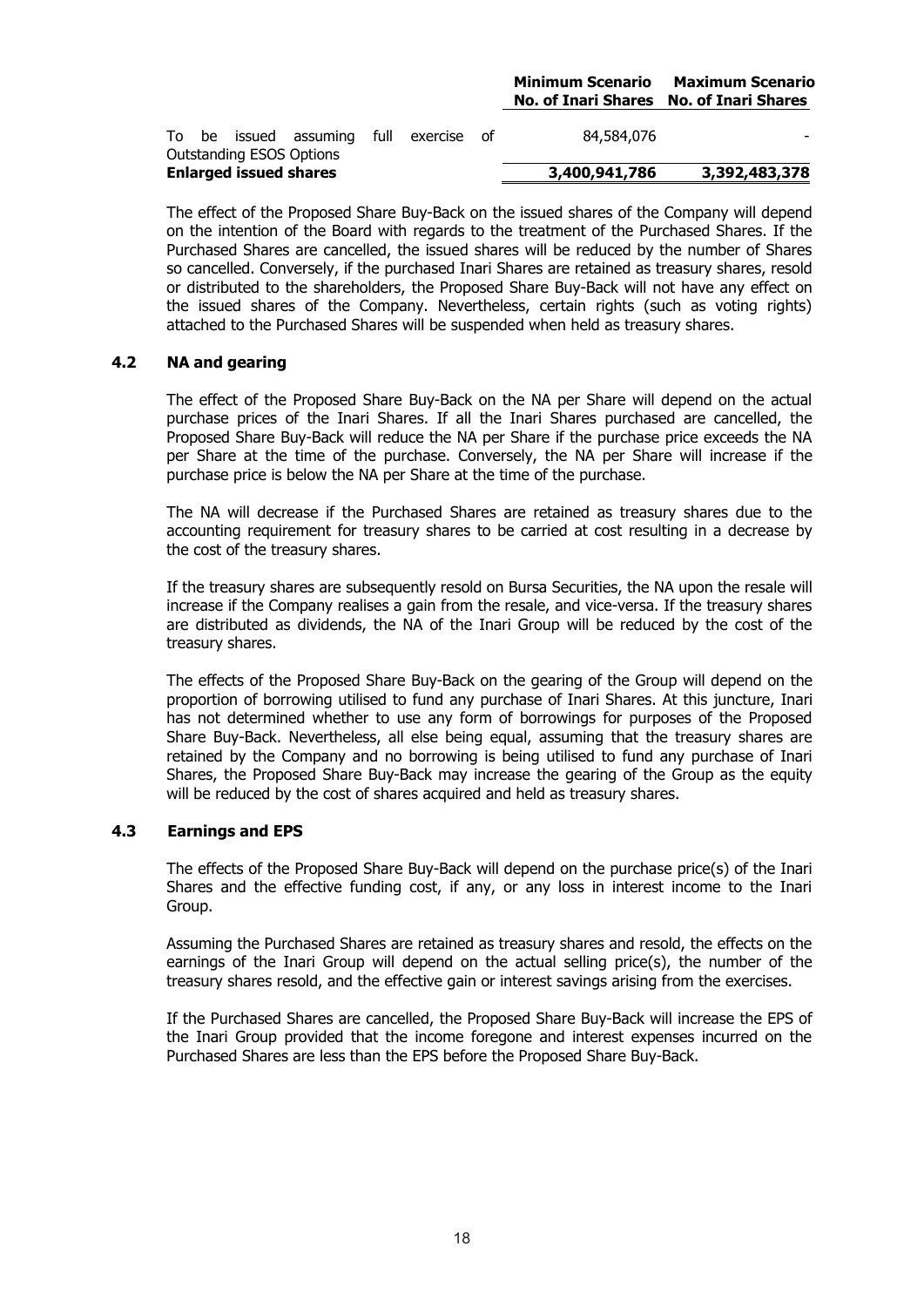| | Minimum Scenario No. of Inari Shares | Maximum Scenario No. of Inari Shares |
|---|---|---|
| To be issued assuming full exercise of Outstanding ESOS Options | 84,584,076 | - |
| **Enlarged issued shares** | **3,400,941,786** | **3,392,483,378** |

The effect of the Proposed Share Buy-Back on the issued shares of the Company will depend on the intention of the Board with regards to the treatment of the Purchased Shares. If the Purchased Shares are cancelled, the issued shares will be reduced by the number of Shares so cancelled. Conversely, if the purchased Inari Shares are retained as treasury shares, resold or distributed to the shareholders, the Proposed Share Buy-Back will not have any effect on the issued shares of the Company. Nevertheless, certain rights (such as voting rights) attached to the Purchased Shares will be suspended when held as treasury shares.

### 4.2 NA and gearing

The effect of the Proposed Share Buy-Back on the NA per Share will depend on the actual purchase prices of the Inari Shares. If all the Inari Shares purchased are cancelled, the Proposed Share Buy-Back will reduce the NA per Share if the purchase price exceeds the NA per Share at the time of the purchase. Conversely, the NA per Share will increase if the purchase price is below the NA per Share at the time of the purchase.

The NA will decrease if the Purchased Shares are retained as treasury shares due to the accounting requirement for treasury shares to be carried at cost resulting in a decrease by the cost of the treasury shares.

If the treasury shares are subsequently resold on Bursa Securities, the NA upon the resale will increase if the Company realises a gain from the resale, and vice-versa. If the treasury shares are distributed as dividends, the NA of the Inari Group will be reduced by the cost of the treasury shares.

The effects of the Proposed Share Buy-Back on the gearing of the Group will depend on the proportion of borrowing utilised to fund any purchase of Inari Shares. At this juncture, Inari has not determined whether to use any form of borrowings for purposes of the Proposed Share Buy-Back. Nevertheless, all else being equal, assuming that the treasury shares are retained by the Company and no borrowing is being utilised to fund any purchase of Inari Shares, the Proposed Share Buy-Back may increase the gearing of the Group as the equity will be reduced by the cost of shares acquired and held as treasury shares.

### 4.3 Earnings and EPS

The effects of the Proposed Share Buy-Back will depend on the purchase price(s) of the Inari Shares and the effective funding cost, if any, or any loss in interest income to the Inari Group.

Assuming the Purchased Shares are retained as treasury shares and resold, the effects on the earnings of the Inari Group will depend on the actual selling price(s), the number of the treasury shares resold, and the effective gain or interest savings arising from the exercises.

If the Purchased Shares are cancelled, the Proposed Share Buy-Back will increase the EPS of the Inari Group provided that the income foregone and interest expenses incurred on the Purchased Shares are less than the EPS before the Proposed Share Buy-Back.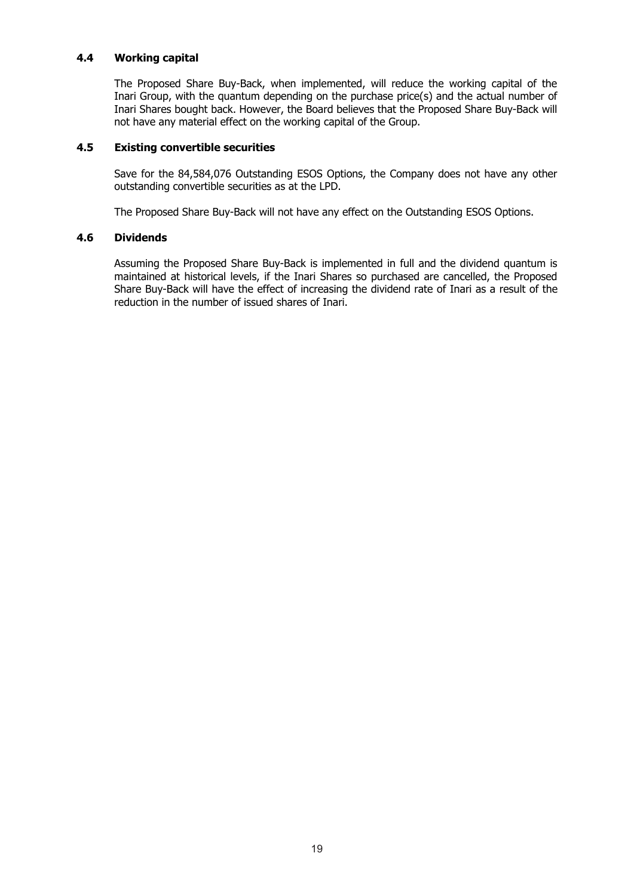### 4.4 Working capital

The Proposed Share Buy-Back, when implemented, will reduce the working capital of the Inari Group, with the quantum depending on the purchase price(s) and the actual number of Inari Shares bought back. However, the Board believes that the Proposed Share Buy-Back will not have any material effect on the working capital of the Group.

### 4.5 Existing convertible securities

Save for the 84,584,076 Outstanding ESOS Options, the Company does not have any other outstanding convertible securities as at the LPD.

The Proposed Share Buy-Back will not have any effect on the Outstanding ESOS Options.

### 4.6 Dividends

Assuming the Proposed Share Buy-Back is implemented in full and the dividend quantum is maintained at historical levels, if the Inari Shares so purchased are cancelled, the Proposed Share Buy-Back will have the effect of increasing the dividend rate of Inari as a result of the reduction in the number of issued shares of Inari.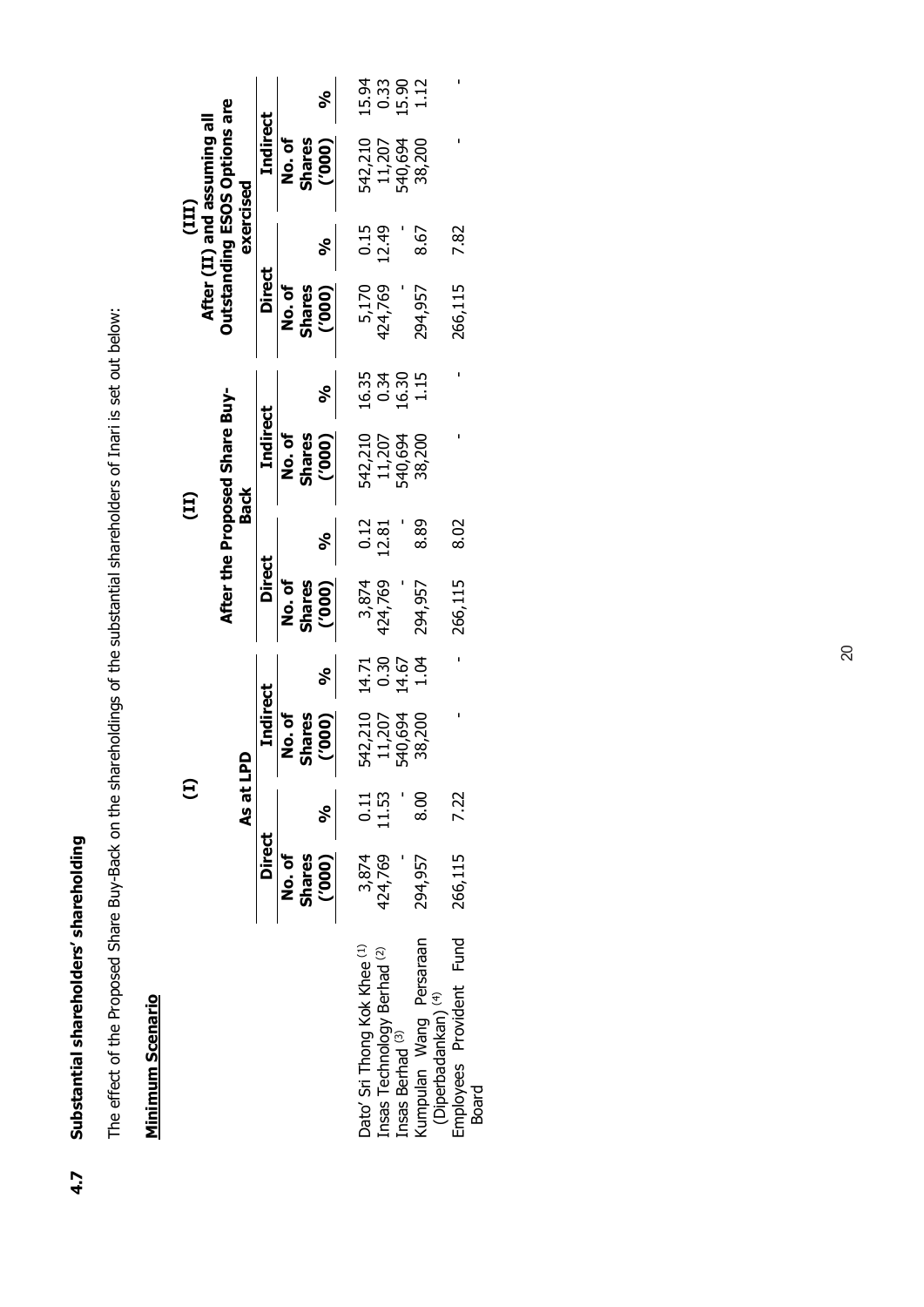## 4.7 Substantial shareholders' shareholding

The effect of the Proposed Share Buy-Back on the shareholdings of the substantial shareholders of Inari is set out below:

**Minimum Scenario**

| | (I) As at LPD | | | | (II) After the Proposed Share Buy-Back | | | | (III) After (II) and assuming all Outstanding ESOS Options are exercised | | | |
|---|---|---|---|---|---|---|---|---|---|---|---|---|
| | Direct | | Indirect | | Direct | | Indirect | | Direct | | Indirect | |
| | No. of Shares ('000) | % | No. of Shares ('000) | % | No. of Shares ('000) | % | No. of Shares ('000) | % | No. of Shares ('000) | % | No. of Shares ('000) | % |
| Dato' Sri Thong Kok Khee [(1)] | 3,874 | 0.11 | 542,210 | 14.71 | 3,874 | 0.12 | 542,210 | 16.35 | 5,170 | 0.15 | 542,210 | 15.94 |
| Insas Technology Berhad [(2)] | 424,769 | 11.53 | 11,207 | 0.30 | 424,769 | 12.81 | 11,207 | 0.34 | 424,769 | 12.49 | 11,207 | 0.33 |
| Insas Berhad [(3)] | - | - | 540,694 | 14.67 | - | - | 540,694 | 16.30 | - | - | 540,694 | 15.90 |
| Kumpulan Wang Persaraan (Diperbadankan) [(4)] | 294,957 | 8.00 | 38,200 | 1.04 | 294,957 | 8.89 | 38,200 | 1.15 | 294,957 | 8.67 | 38,200 | 1.12 |
| Employees Provident Fund Board | 266,115 | 7.22 | - | - | 266,115 | 8.02 | - | - | 266,115 | 7.82 | - | - |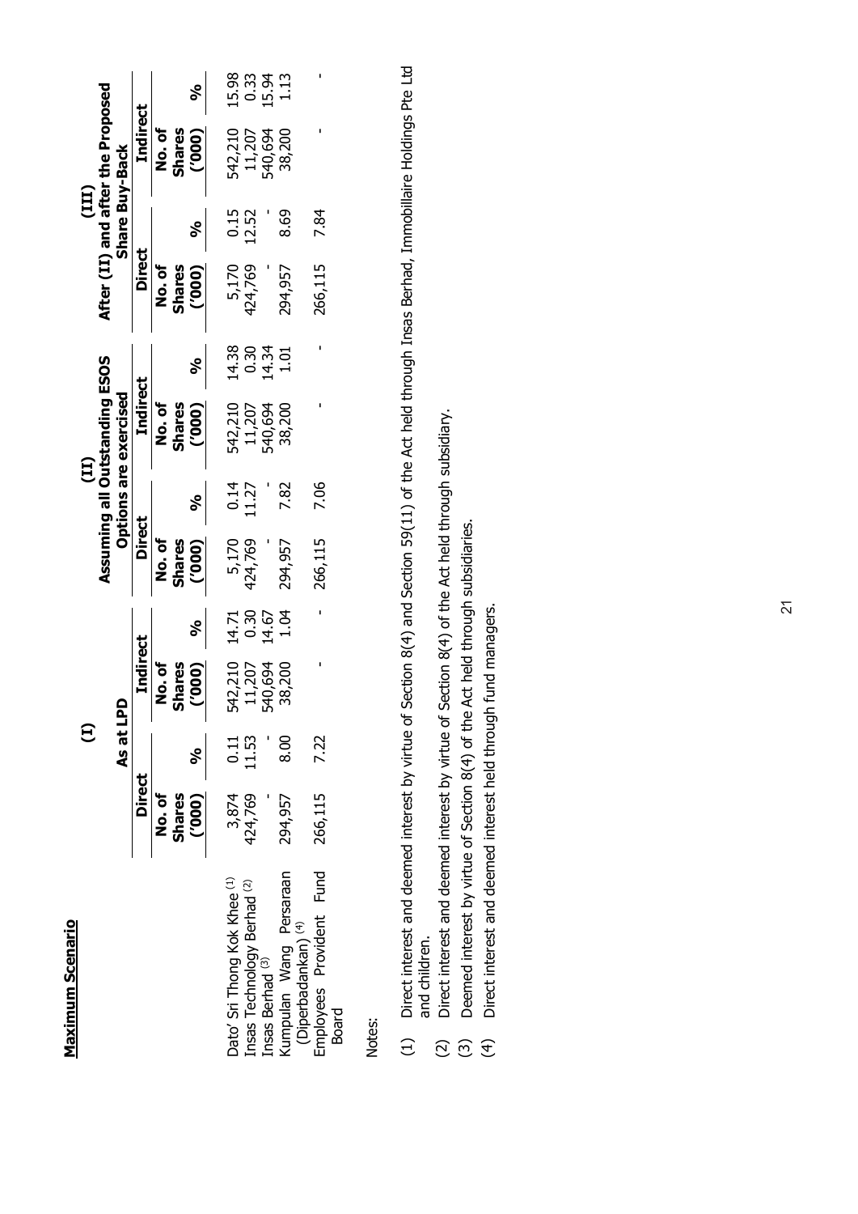**Maximum Scenario**

| | (I) As at LPD | | | | (II) Assuming all Outstanding ESOS Options are exercised | | | | (III) After (II) and after the Proposed Share Buy-Back | | | |
|---|---|---|---|---|---|---|---|---|---|---|---|---|
| | Direct | | Indirect | | Direct | | Indirect | | Direct | | Indirect | |
| | No. of Shares ('000) | % | No. of Shares ('000) | % | No. of Shares ('000) | % | No. of Shares ('000) | % | No. of Shares ('000) | % | No. of Shares ('000) | % |
| Dato' Sri Thong Kok Khee [(1)] | 3,874 | 0.11 | 542,210 | 14.71 | 5,170 | 0.14 | 542,210 | 14.38 | 5,170 | 0.15 | 542,210 | 15.98 |
| Insas Technology Berhad [(2)] | 424,769 | 11.53 | 11,207 | 0.30 | 424,769 | 11.27 | 11,207 | 0.30 | 424,769 | 12.52 | 11,207 | 0.33 |
| Insas Berhad [(3)] | - | - | 540,694 | 14.67 | - | - | 540,694 | 14.34 | - | - | 540,694 | 15.94 |
| Kumpulan Wang Persaraan (Diperbadankan) [(4)] | 294,957 | 8.00 | 38,200 | 1.04 | 294,957 | 7.82 | 38,200 | 1.01 | 294,957 | 8.69 | 38,200 | 1.13 |
| Employees Provident Fund Board | 266,115 | 7.22 | - | - | 266,115 | 7.06 | - | - | 266,115 | 7.84 | - | - |

Notes:

(1) Direct interest and deemed interest by virtue of Section 8(4) and Section 59(11) of the Act held through Insas Berhad, Immobillaire Holdings Pte Ltd and children.

(2) Direct interest and deemed interest by virtue of Section 8(4) of the Act held through subsidiary.

(3) Deemed interest by virtue of Section 8(4) of the Act held through subsidiaries.

(4) Direct interest and deemed interest held through fund managers.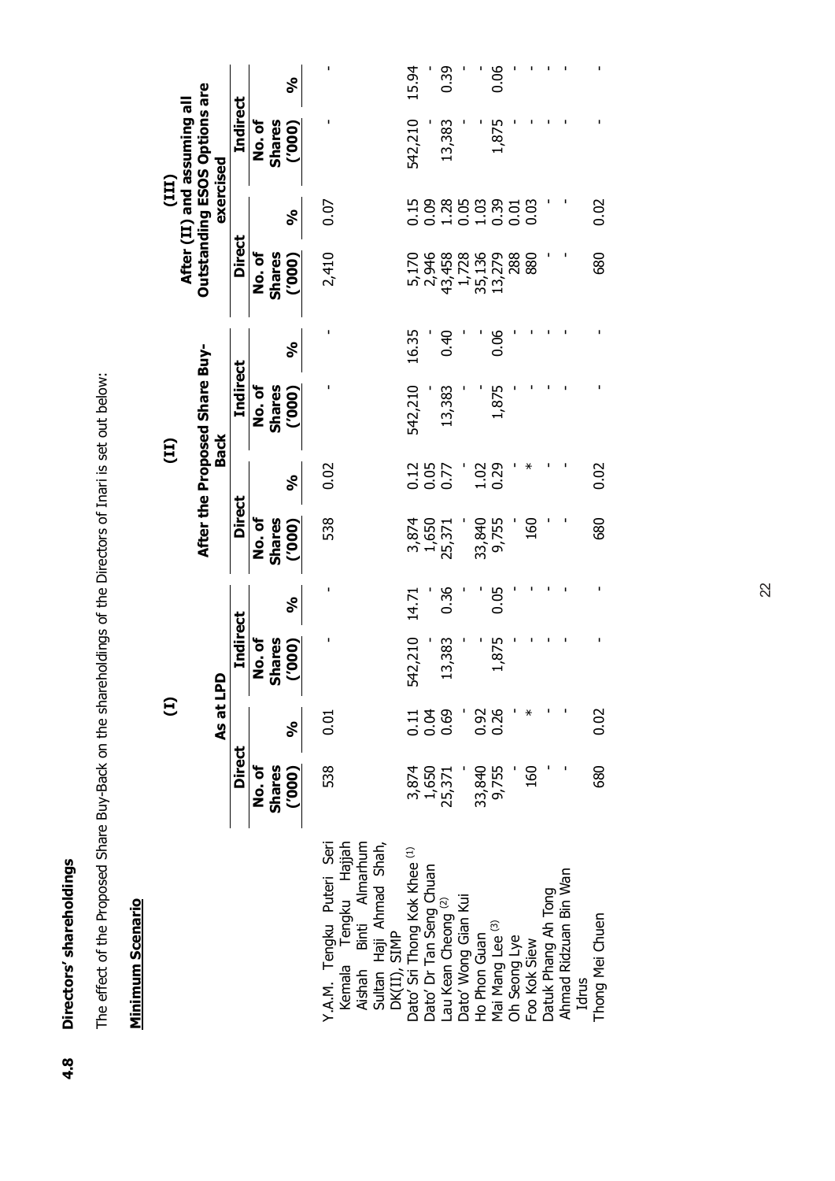### 4.8 Directors' shareholdings

The effect of the Proposed Share Buy-Back on the shareholdings of the Directors of Inari is set out below:

**Minimum Scenario**

| | (I) As at LPD | | | | (II) After the Proposed Share Buy-Back | | | | (III) After (II) and assuming all Outstanding ESOS Options are exercised | | | |
|---|---|---|---|---|---|---|---|---|---|---|---|---|
| | Direct | | Indirect | | Direct | | Indirect | | Direct | | Indirect | |
| | No. of Shares ('000) | % | No. of Shares ('000) | % | No. of Shares ('000) | % | No. of Shares ('000) | % | No. of Shares ('000) | % | No. of Shares ('000) | % |
| Y.A.M. Tengku Puteri Seri Kemala Tengku Hajjah Aishah Binti Almarhum Sultan Haji Ahmad Shah, DK(II), SIMP | 538 | 0.01 | - | - | 538 | 0.02 | - | - | 2,410 | 0.07 | - | - |
| Dato' Sri Thong Kok Khee [(1)] | 3,874 | 0.11 | 542,210 | 14.71 | 3,874 | 0.12 | 542,210 | 16.35 | 5,170 | 0.15 | 542,210 | 15.94 |
| Dato' Dr Tan Seng Chuan | 1,650 | 0.04 | - | - | 1,650 | 0.05 | - | - | 2,946 | 0.09 | - | - |
| Lau Kean Cheong [(2)] | 25,371 | 0.69 | 13,383 | 0.36 | 25,371 | 0.77 | 13,383 | 0.40 | 43,458 | 1.28 | 13,383 | 0.39 |
| Dato' Wong Gian Kui | - | - | - | - | - | - | - | - | 1,728 | 0.05 | - | - |
| Ho Phon Guan | 33,840 | 0.92 | - | - | 33,840 | 1.02 | - | - | 35,136 | 1.03 | - | - |
| Mai Mang Lee [(3)] | 9,755 | 0.26 | 1,875 | 0.05 | 9,755 | 0.29 | 1,875 | 0.06 | 13,279 | 0.39 | 1,875 | 0.06 |
| Oh Seong Lye | - | - | - | - | - | - | - | - | 288 | 0.01 | - | - |
| Foo Kok Siew | 160 | * | - | - | 160 | * | - | - | 880 | 0.03 | - | - |
| Datuk Phang Ah Tong | - | - | - | - | - | - | - | - | - | - | - | - |
| Ahmad Ridzuan Bin Wan Idrus | - | - | - | - | - | - | - | - | - | - | - | - |
| Thong Mei Chuen | 680 | 0.02 | - | - | 680 | 0.02 | - | - | 680 | 0.02 | - | - |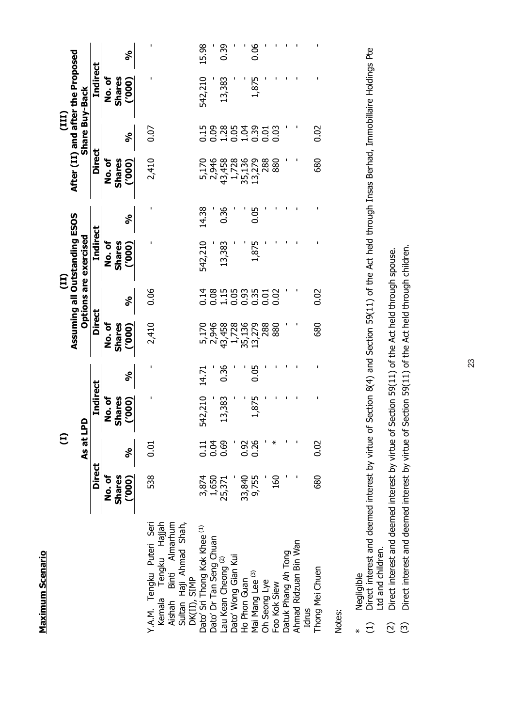**Maximum Scenario**

| | (I) As at LPD | | | | (II) Assuming all Outstanding ESOS Options are exercised | | | | (III) After (II) and after the Proposed Share Buy-Back | | | |
|---|---|---|---|---|---|---|---|---|---|---|---|---|
| | Direct | | Indirect | | Direct | | Indirect | | Direct | | Indirect | |
| | No. of Shares ('000) | % | No. of Shares ('000) | % | No. of Shares ('000) | % | No. of Shares ('000) | % | No. of Shares ('000) | % | No. of Shares ('000) | % |
| Y.A.M. Tengku Puteri Seri Kemala Tengku Hajjah Aishah Binti Almarhum Sultan Haji Ahmad Shah, DK(II), SIMP | 538 | 0.01 | - | - | 2,410 | 0.06 | - | - | 2,410 | 0.07 | - | - |
| Dato' Sri Thong Kok Khee [(1)] | 3,874 | 0.11 | 542,210 | 14.71 | 5,170 | 0.14 | 542,210 | 14.38 | 5,170 | 0.15 | 542,210 | 15.98 |
| Dato' Dr Tan Seng Chuan | 1,650 | 0.04 | - | - | 2,946 | 0.08 | - | - | 2,946 | 0.09 | - | - |
| Lau Kean Cheong [(2)] | 25,371 | 0.69 | 13,383 | 0.36 | 43,458 | 1.15 | 13,383 | 0.36 | 43,458 | 1.28 | 13,383 | 0.39 |
| Dato' Wong Gian Kui | - | - | - | - | 1,728 | 0.05 | - | - | 1,728 | 0.05 | - | - |
| Ho Phon Guan | 33,840 | 0.92 | - | - | 35,136 | 0.93 | - | - | 35,136 | 1.04 | - | - |
| Mai Mang Lee [(3)] | 9,755 | 0.26 | 1,875 | 0.05 | 13,279 | 0.35 | 1,875 | 0.05 | 13,279 | 0.39 | 1,875 | 0.06 |
| Oh Seong Lye | - | - | - | - | 288 | 0.01 | - | - | 288 | 0.01 | - | - |
| Foo Kok Siew | 160 | * | - | - | 880 | 0.02 | - | - | 880 | 0.03 | - | - |
| Datuk Phang Ah Tong | - | - | - | - | - | - | - | - | - | - | - | - |
| Ahmad Ridzuan Bin Wan Idrus | - | - | - | - | - | - | - | - | - | - | - | - |
| Thong Mei Chuen | 680 | 0.02 | - | - | 680 | 0.02 | - | - | 680 | 0.02 | - | - |

Notes:

\* Negligible

(1) Direct interest and deemed interest by virtue of Section 8(4) and Section 59(11) of the Act held through Insas Berhad, Immobillaire Holdings Pte Ltd and children.

(2) Direct interest and deemed interest by virtue of Section 59(11) of the Act held through spouse.

(3) Direct interest and deemed interest by virtue of Section 59(11) of the Act held through children.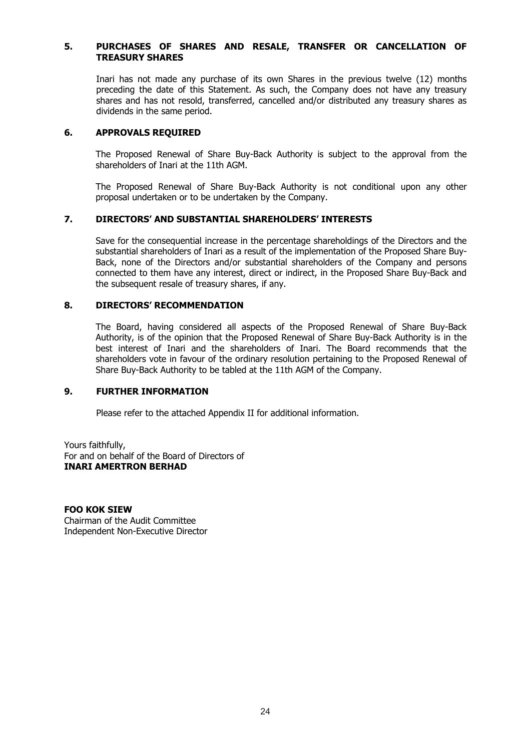## 5. PURCHASES OF SHARES AND RESALE, TRANSFER OR CANCELLATION OF TREASURY SHARES

Inari has not made any purchase of its own Shares in the previous twelve (12) months preceding the date of this Statement. As such, the Company does not have any treasury shares and has not resold, transferred, cancelled and/or distributed any treasury shares as dividends in the same period.

## 6. APPROVALS REQUIRED

The Proposed Renewal of Share Buy-Back Authority is subject to the approval from the shareholders of Inari at the 11th AGM.

The Proposed Renewal of Share Buy-Back Authority is not conditional upon any other proposal undertaken or to be undertaken by the Company.

## 7. DIRECTORS' AND SUBSTANTIAL SHAREHOLDERS' INTERESTS

Save for the consequential increase in the percentage shareholdings of the Directors and the substantial shareholders of Inari as a result of the implementation of the Proposed Share Buy-Back, none of the Directors and/or substantial shareholders of the Company and persons connected to them have any interest, direct or indirect, in the Proposed Share Buy-Back and the subsequent resale of treasury shares, if any.

## 8. DIRECTORS' RECOMMENDATION

The Board, having considered all aspects of the Proposed Renewal of Share Buy-Back Authority, is of the opinion that the Proposed Renewal of Share Buy-Back Authority is in the best interest of Inari and the shareholders of Inari. The Board recommends that the shareholders vote in favour of the ordinary resolution pertaining to the Proposed Renewal of Share Buy-Back Authority to be tabled at the 11th AGM of the Company.

## 9. FURTHER INFORMATION

Please refer to the attached Appendix II for additional information.

Yours faithfully,
For and on behalf of the Board of Directors of
**INARI AMERTRON BERHAD**

**FOO KOK SIEW**
Chairman of the Audit Committee
Independent Non-Executive Director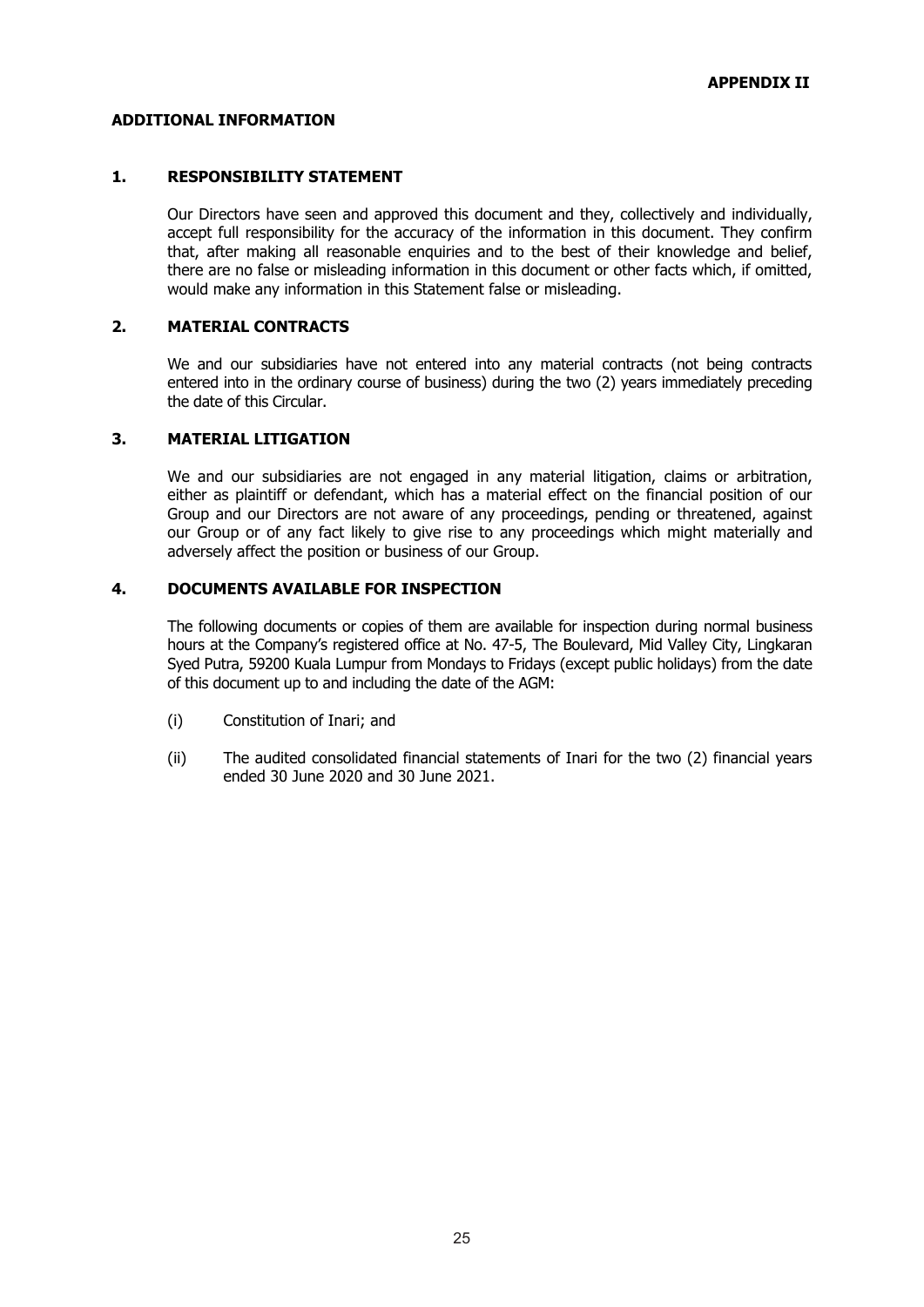**APPENDIX II**

## ADDITIONAL INFORMATION

### 1. RESPONSIBILITY STATEMENT

Our Directors have seen and approved this document and they, collectively and individually, accept full responsibility for the accuracy of the information in this document. They confirm that, after making all reasonable enquiries and to the best of their knowledge and belief, there are no false or misleading information in this document or other facts which, if omitted, would make any information in this Statement false or misleading.

### 2. MATERIAL CONTRACTS

We and our subsidiaries have not entered into any material contracts (not being contracts entered into in the ordinary course of business) during the two (2) years immediately preceding the date of this Circular.

### 3. MATERIAL LITIGATION

We and our subsidiaries are not engaged in any material litigation, claims or arbitration, either as plaintiff or defendant, which has a material effect on the financial position of our Group and our Directors are not aware of any proceedings, pending or threatened, against our Group or of any fact likely to give rise to any proceedings which might materially and adversely affect the position or business of our Group.

### 4. DOCUMENTS AVAILABLE FOR INSPECTION

The following documents or copies of them are available for inspection during normal business hours at the Company's registered office at No. 47-5, The Boulevard, Mid Valley City, Lingkaran Syed Putra, 59200 Kuala Lumpur from Mondays to Fridays (except public holidays) from the date of this document up to and including the date of the AGM:

(i) Constitution of Inari; and

(ii) The audited consolidated financial statements of Inari for the two (2) financial years ended 30 June 2020 and 30 June 2021.